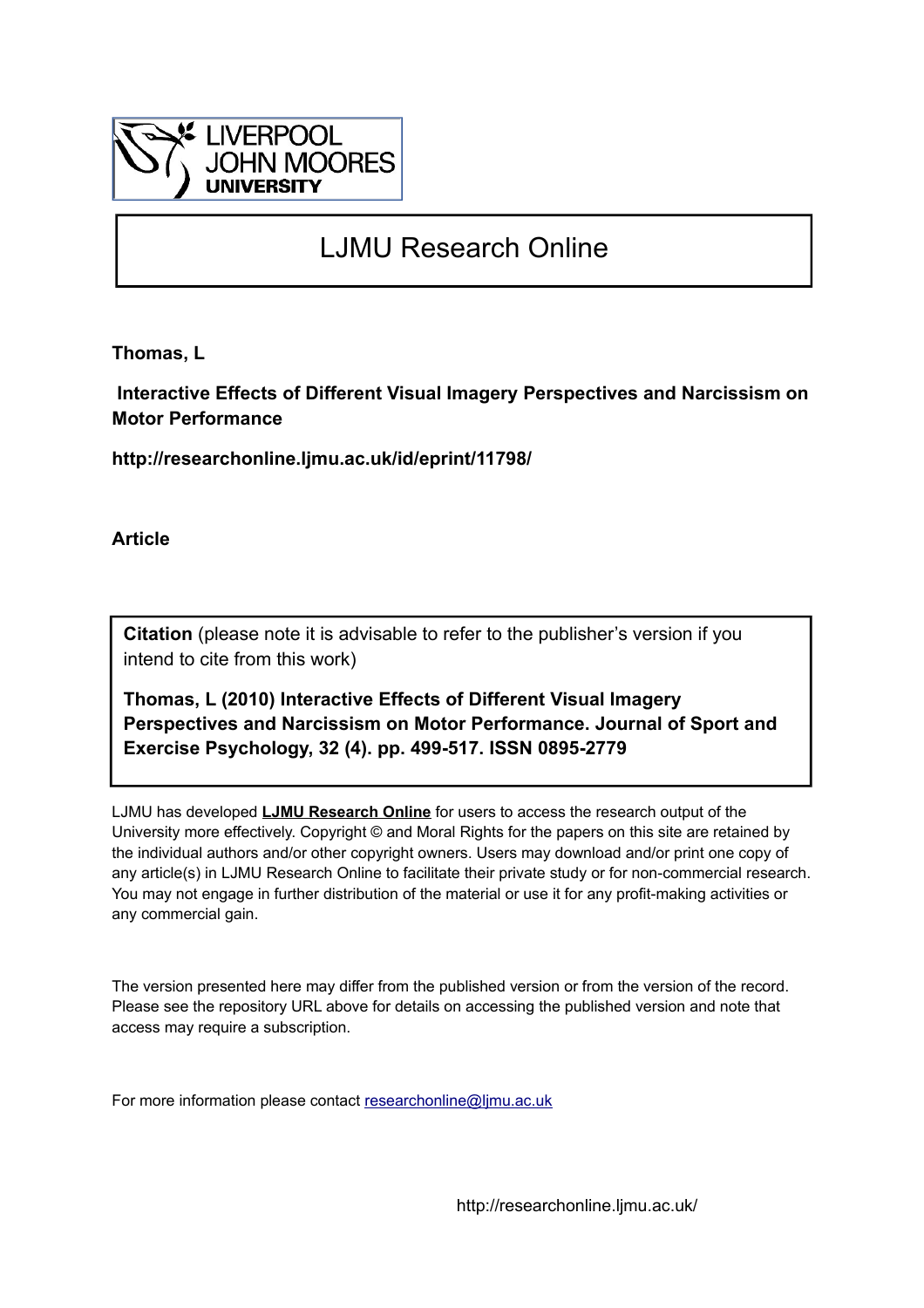LIVERPOOL JOHN MOORES UNIVERSITY

# LJMU Research Online

**Thomas, L**

**Interactive Effects of Different Visual Imagery Perspectives and Narcissism on Motor Performance**

**http://researchonline.ljmu.ac.uk/id/eprint/11798/**

**Article**

**Citation** (please note it is advisable to refer to the publisher's version if you intend to cite from this work)

**Thomas, L (2010) Interactive Effects of Different Visual Imagery Perspectives and Narcissism on Motor Performance. Journal of Sport and Exercise Psychology, 32 (4). pp. 499-517. ISSN 0895-2779**

LJMU has developed **LJMU Research Online** for users to access the research output of the University more effectively. Copyright © and Moral Rights for the papers on this site are retained by the individual authors and/or other copyright owners. Users may download and/or print one copy of any article(s) in LJMU Research Online to facilitate their private study or for non-commercial research. You may not engage in further distribution of the material or use it for any profit-making activities or any commercial gain.

The version presented here may differ from the published version or from the version of the record. Please see the repository URL above for details on accessing the published version and note that access may require a subscription.

For more information please contact researchonline@ljmu.ac.uk

http://researchonline.ljmu.ac.uk/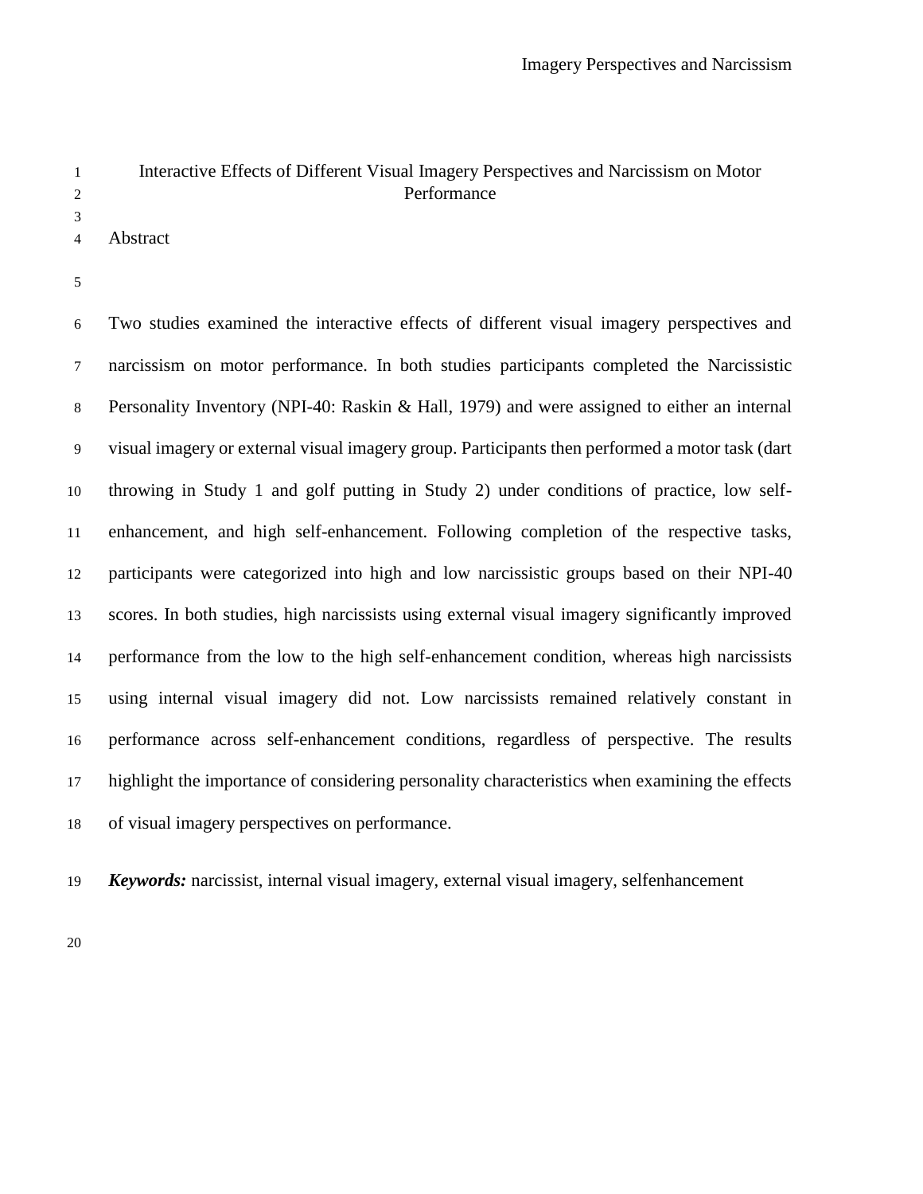# Interactive Effects of Different Visual Imagery Perspectives and Narcissism on Motor Performance

## Abstract

Two studies examined the interactive effects of different visual imagery perspectives and narcissism on motor performance. In both studies participants completed the Narcissistic Personality Inventory (NPI-40: Raskin & Hall, 1979) and were assigned to either an internal visual imagery or external visual imagery group. Participants then performed a motor task (dart throwing in Study 1 and golf putting in Study 2) under conditions of practice, low self-enhancement, and high self-enhancement. Following completion of the respective tasks, participants were categorized into high and low narcissistic groups based on their NPI-40 scores. In both studies, high narcissists using external visual imagery significantly improved performance from the low to the high self-enhancement condition, whereas high narcissists using internal visual imagery did not. Low narcissists remained relatively constant in performance across self-enhancement conditions, regardless of perspective. The results highlight the importance of considering personality characteristics when examining the effects of visual imagery perspectives on performance.

***Keywords:*** narcissist, internal visual imagery, external visual imagery, selfenhancement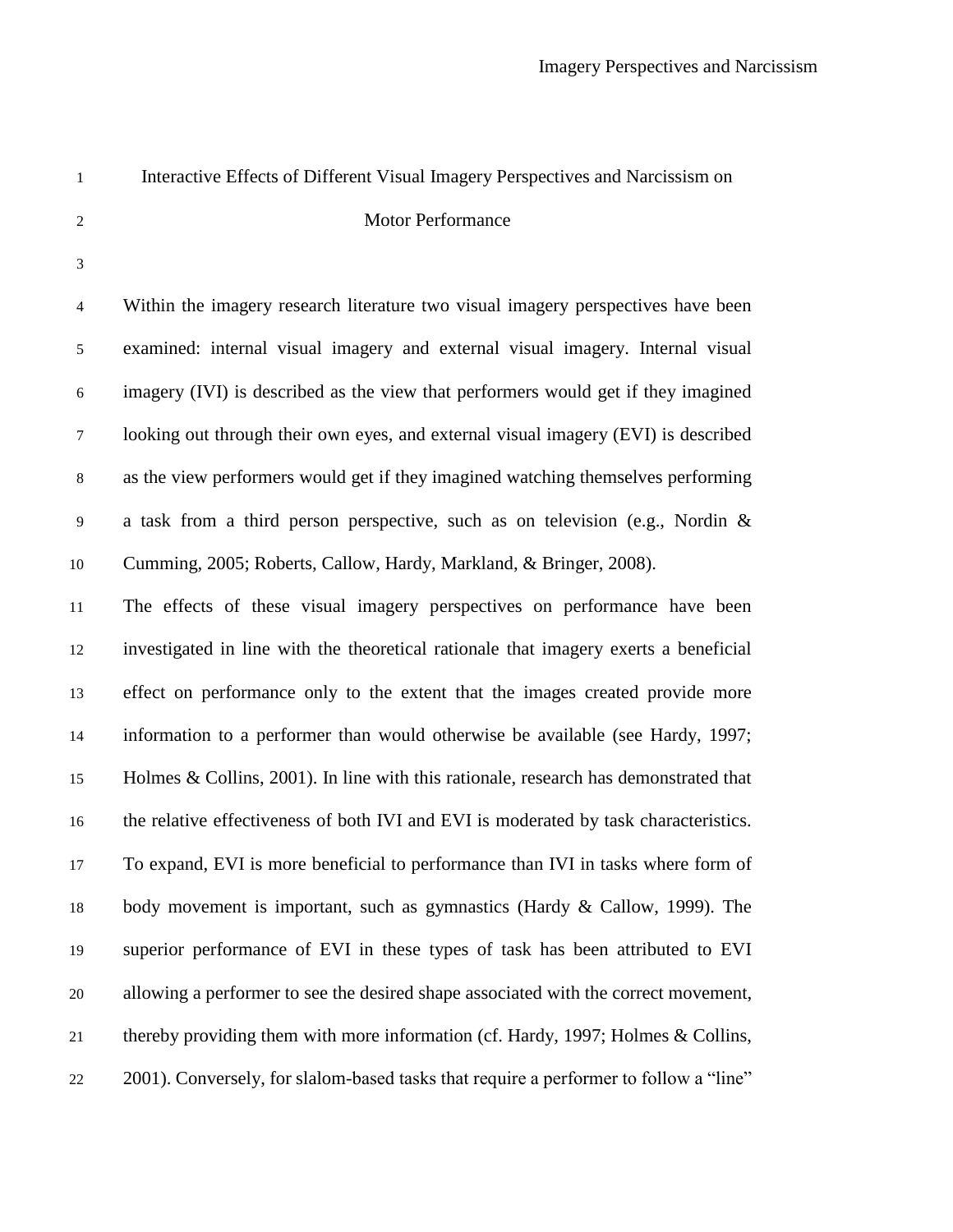# Interactive Effects of Different Visual Imagery Perspectives and Narcissism on Motor Performance

Within the imagery research literature two visual imagery perspectives have been examined: internal visual imagery and external visual imagery. Internal visual imagery (IVI) is described as the view that performers would get if they imagined looking out through their own eyes, and external visual imagery (EVI) is described as the view performers would get if they imagined watching themselves performing a task from a third person perspective, such as on television (e.g., Nordin & Cumming, 2005; Roberts, Callow, Hardy, Markland, & Bringer, 2008).

The effects of these visual imagery perspectives on performance have been investigated in line with the theoretical rationale that imagery exerts a beneficial effect on performance only to the extent that the images created provide more information to a performer than would otherwise be available (see Hardy, 1997; Holmes & Collins, 2001). In line with this rationale, research has demonstrated that the relative effectiveness of both IVI and EVI is moderated by task characteristics. To expand, EVI is more beneficial to performance than IVI in tasks where form of body movement is important, such as gymnastics (Hardy & Callow, 1999). The superior performance of EVI in these types of task has been attributed to EVI allowing a performer to see the desired shape associated with the correct movement, thereby providing them with more information (cf. Hardy, 1997; Holmes & Collins, 2001). Conversely, for slalom-based tasks that require a performer to follow a "line"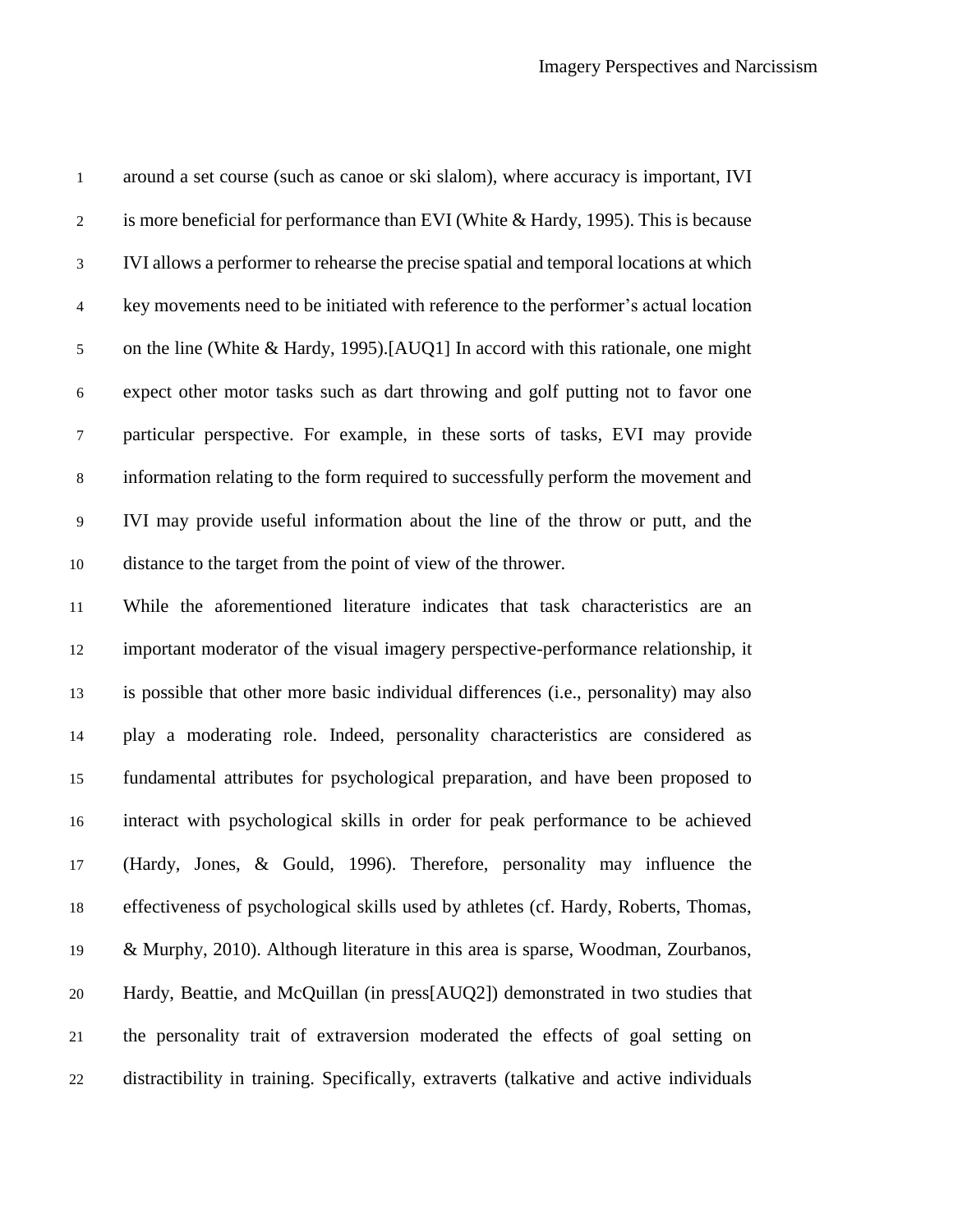around a set course (such as canoe or ski slalom), where accuracy is important, IVI is more beneficial for performance than EVI (White & Hardy, 1995). This is because IVI allows a performer to rehearse the precise spatial and temporal locations at which key movements need to be initiated with reference to the performer's actual location on the line (White & Hardy, 1995).[AUQ1] In accord with this rationale, one might expect other motor tasks such as dart throwing and golf putting not to favor one particular perspective. For example, in these sorts of tasks, EVI may provide information relating to the form required to successfully perform the movement and IVI may provide useful information about the line of the throw or putt, and the distance to the target from the point of view of the thrower.

While the aforementioned literature indicates that task characteristics are an important moderator of the visual imagery perspective-performance relationship, it is possible that other more basic individual differences (i.e., personality) may also play a moderating role. Indeed, personality characteristics are considered as fundamental attributes for psychological preparation, and have been proposed to interact with psychological skills in order for peak performance to be achieved (Hardy, Jones, & Gould, 1996). Therefore, personality may influence the effectiveness of psychological skills used by athletes (cf. Hardy, Roberts, Thomas, & Murphy, 2010). Although literature in this area is sparse, Woodman, Zourbanos, Hardy, Beattie, and McQuillan (in press[AUQ2]) demonstrated in two studies that the personality trait of extraversion moderated the effects of goal setting on distractibility in training. Specifically, extraverts (talkative and active individuals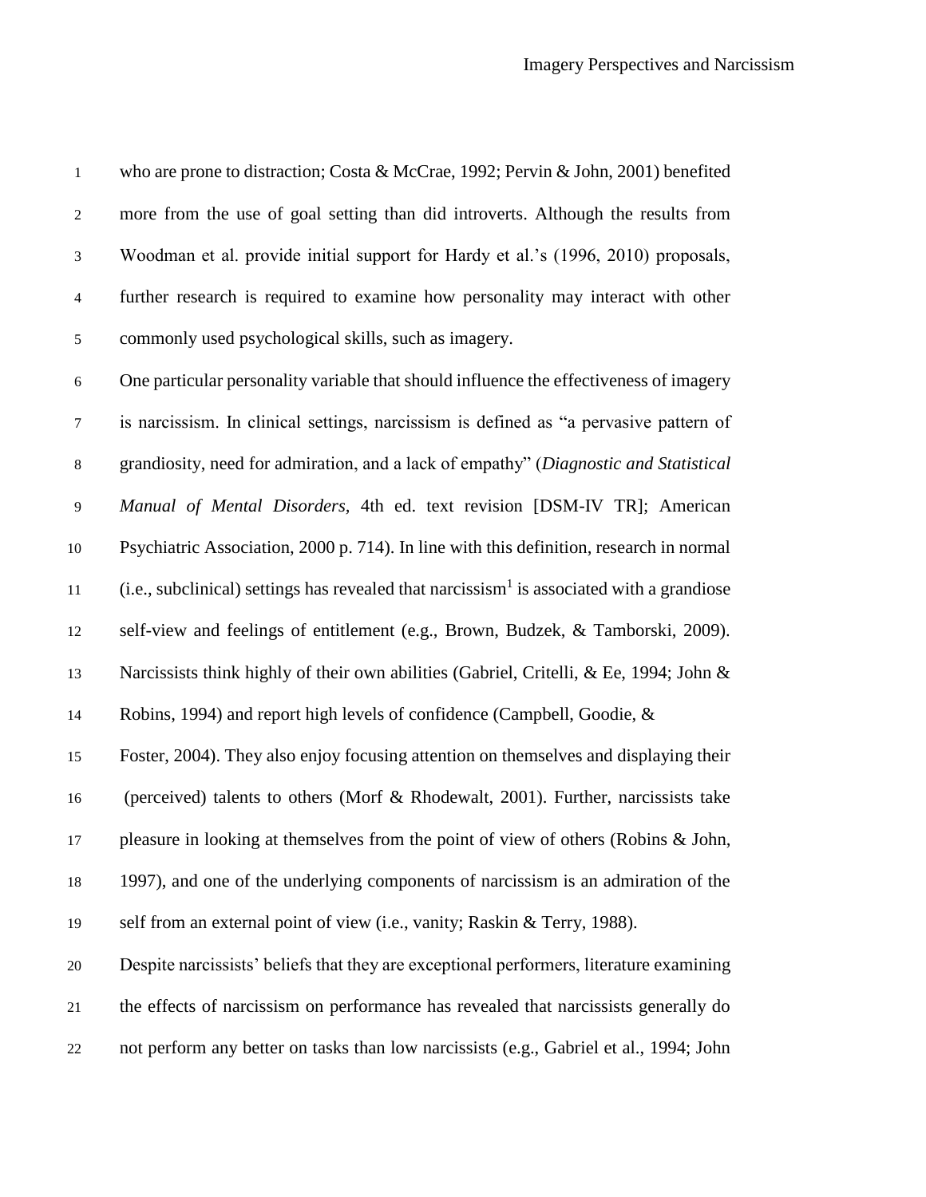who are prone to distraction; Costa & McCrae, 1992; Pervin & John, 2001) benefited more from the use of goal setting than did introverts. Although the results from Woodman et al. provide initial support for Hardy et al.'s (1996, 2010) proposals, further research is required to examine how personality may interact with other commonly used psychological skills, such as imagery.

One particular personality variable that should influence the effectiveness of imagery is narcissism. In clinical settings, narcissism is defined as "a pervasive pattern of grandiosity, need for admiration, and a lack of empathy" (*Diagnostic and Statistical Manual of Mental Disorders*, 4th ed. text revision [DSM-IV TR]; American Psychiatric Association, 2000 p. 714). In line with this definition, research in normal (i.e., subclinical) settings has revealed that narcissism[1] is associated with a grandiose self-view and feelings of entitlement (e.g., Brown, Budzek, & Tamborski, 2009). Narcissists think highly of their own abilities (Gabriel, Critelli, & Ee, 1994; John & Robins, 1994) and report high levels of confidence (Campbell, Goodie, & Foster, 2004). They also enjoy focusing attention on themselves and displaying their (perceived) talents to others (Morf & Rhodewalt, 2001). Further, narcissists take pleasure in looking at themselves from the point of view of others (Robins & John, 1997), and one of the underlying components of narcissism is an admiration of the self from an external point of view (i.e., vanity; Raskin & Terry, 1988).

Despite narcissists' beliefs that they are exceptional performers, literature examining the effects of narcissism on performance has revealed that narcissists generally do not perform any better on tasks than low narcissists (e.g., Gabriel et al., 1994; John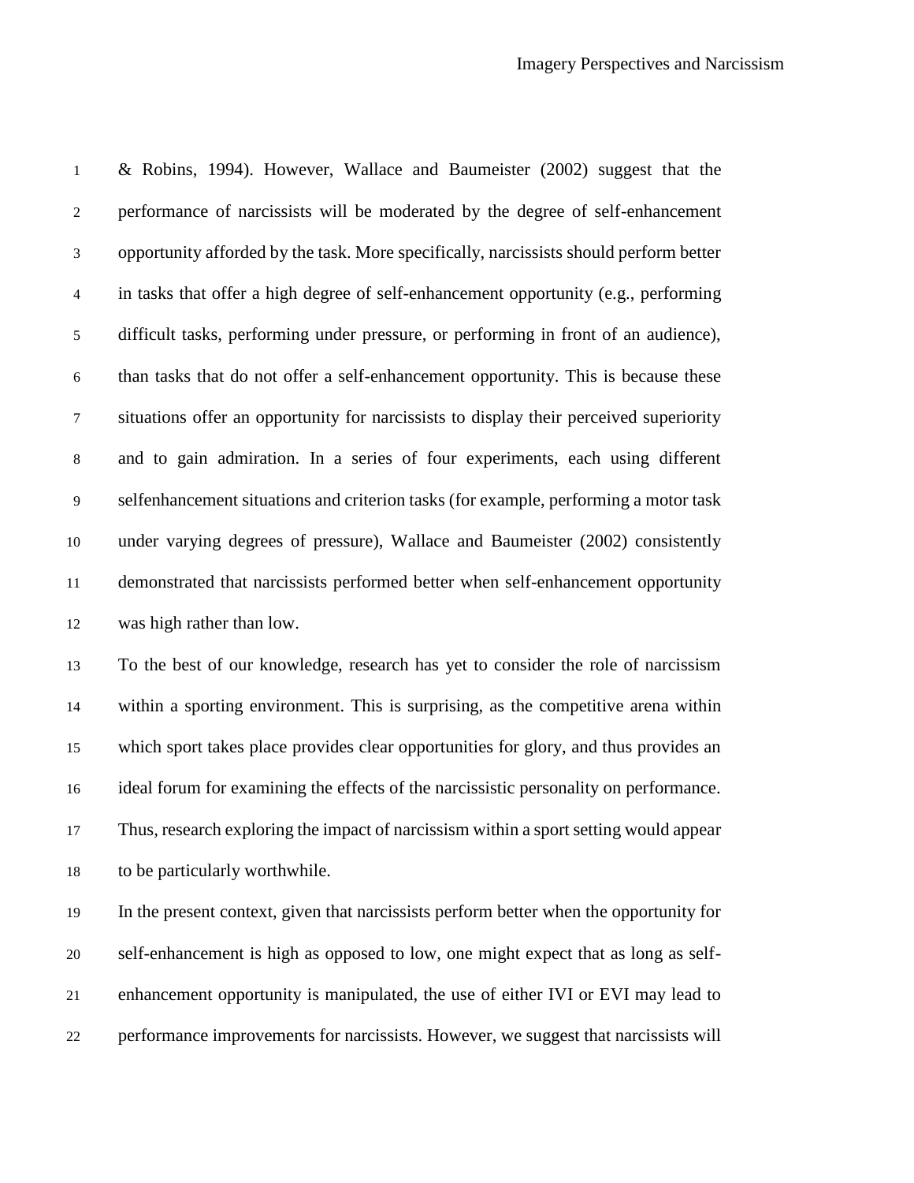& Robins, 1994). However, Wallace and Baumeister (2002) suggest that the performance of narcissists will be moderated by the degree of self-enhancement opportunity afforded by the task. More specifically, narcissists should perform better in tasks that offer a high degree of self-enhancement opportunity (e.g., performing difficult tasks, performing under pressure, or performing in front of an audience), than tasks that do not offer a self-enhancement opportunity. This is because these situations offer an opportunity for narcissists to display their perceived superiority and to gain admiration. In a series of four experiments, each using different selfenhancement situations and criterion tasks (for example, performing a motor task under varying degrees of pressure), Wallace and Baumeister (2002) consistently demonstrated that narcissists performed better when self-enhancement opportunity was high rather than low.

To the best of our knowledge, research has yet to consider the role of narcissism within a sporting environment. This is surprising, as the competitive arena within which sport takes place provides clear opportunities for glory, and thus provides an ideal forum for examining the effects of the narcissistic personality on performance. Thus, research exploring the impact of narcissism within a sport setting would appear to be particularly worthwhile.

In the present context, given that narcissists perform better when the opportunity for self-enhancement is high as opposed to low, one might expect that as long as self-enhancement opportunity is manipulated, the use of either IVI or EVI may lead to performance improvements for narcissists. However, we suggest that narcissists will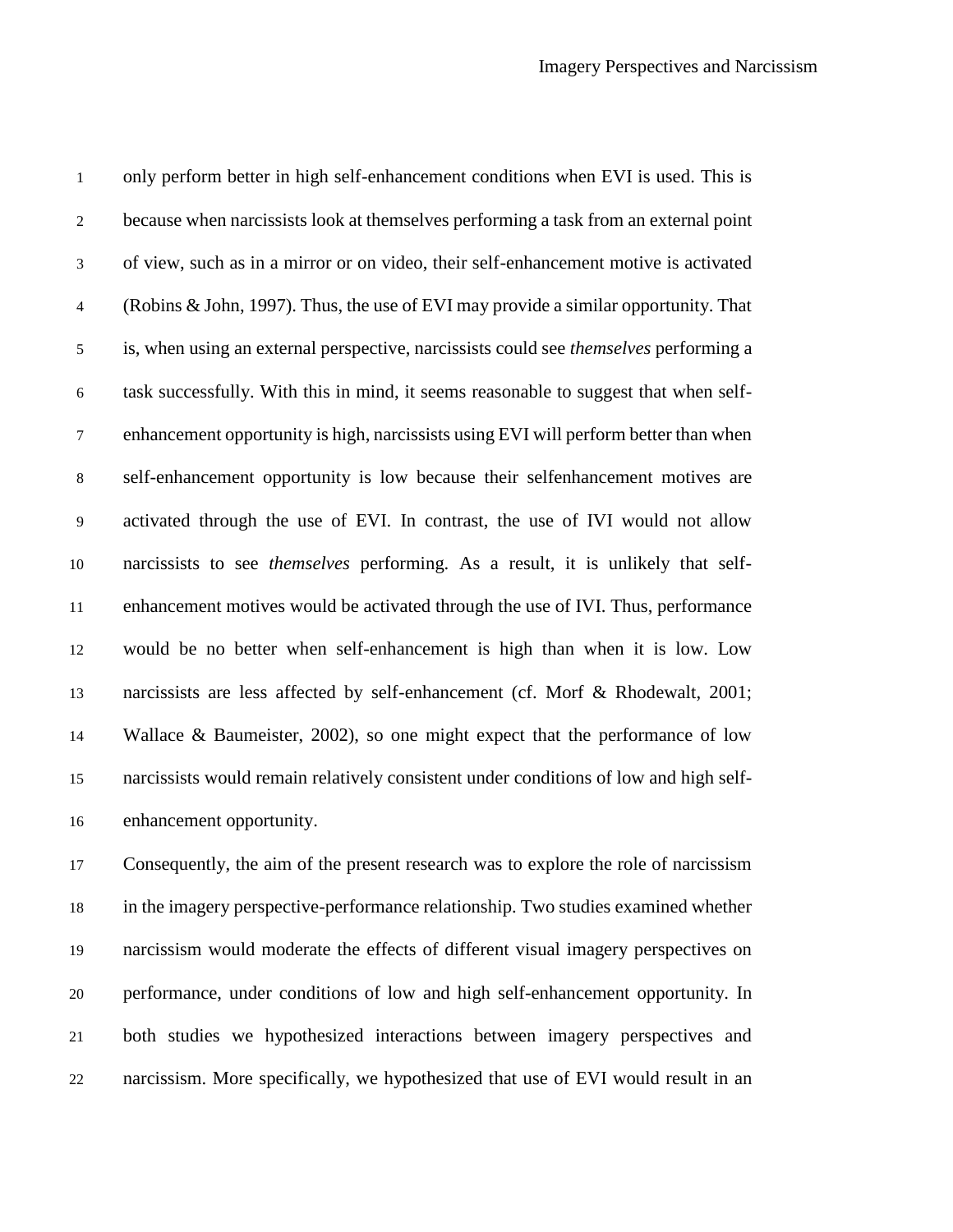only perform better in high self-enhancement conditions when EVI is used. This is because when narcissists look at themselves performing a task from an external point of view, such as in a mirror or on video, their self-enhancement motive is activated (Robins & John, 1997). Thus, the use of EVI may provide a similar opportunity. That is, when using an external perspective, narcissists could see *themselves* performing a task successfully. With this in mind, it seems reasonable to suggest that when self-enhancement opportunity is high, narcissists using EVI will perform better than when self-enhancement opportunity is low because their selfenhancement motives are activated through the use of EVI. In contrast, the use of IVI would not allow narcissists to see *themselves* performing. As a result, it is unlikely that self-enhancement motives would be activated through the use of IVI. Thus, performance would be no better when self-enhancement is high than when it is low. Low narcissists are less affected by self-enhancement (cf. Morf & Rhodewalt, 2001; Wallace & Baumeister, 2002), so one might expect that the performance of low narcissists would remain relatively consistent under conditions of low and high self-enhancement opportunity.

Consequently, the aim of the present research was to explore the role of narcissism in the imagery perspective-performance relationship. Two studies examined whether narcissism would moderate the effects of different visual imagery perspectives on performance, under conditions of low and high self-enhancement opportunity. In both studies we hypothesized interactions between imagery perspectives and narcissism. More specifically, we hypothesized that use of EVI would result in an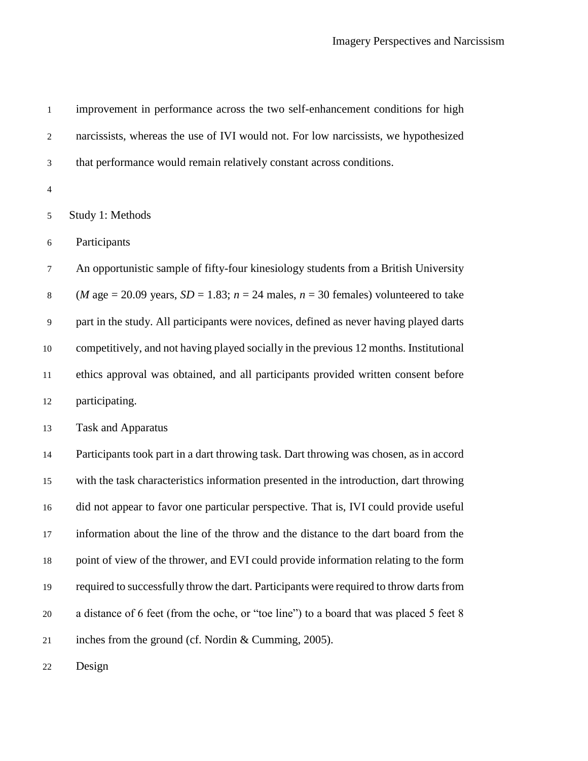improvement in performance across the two self-enhancement conditions for high narcissists, whereas the use of IVI would not. For low narcissists, we hypothesized that performance would remain relatively constant across conditions.

## Study 1: Methods

### Participants

An opportunistic sample of fifty-four kinesiology students from a British University (*M* age = 20.09 years, *SD* = 1.83; *n* = 24 males, *n* = 30 females) volunteered to take part in the study. All participants were novices, defined as never having played darts competitively, and not having played socially in the previous 12 months. Institutional ethics approval was obtained, and all participants provided written consent before participating.

### Task and Apparatus

Participants took part in a dart throwing task. Dart throwing was chosen, as in accord with the task characteristics information presented in the introduction, dart throwing did not appear to favor one particular perspective. That is, IVI could provide useful information about the line of the throw and the distance to the dart board from the point of view of the thrower, and EVI could provide information relating to the form required to successfully throw the dart. Participants were required to throw darts from a distance of 6 feet (from the oche, or "toe line") to a board that was placed 5 feet 8 inches from the ground (cf. Nordin & Cumming, 2005).

### Design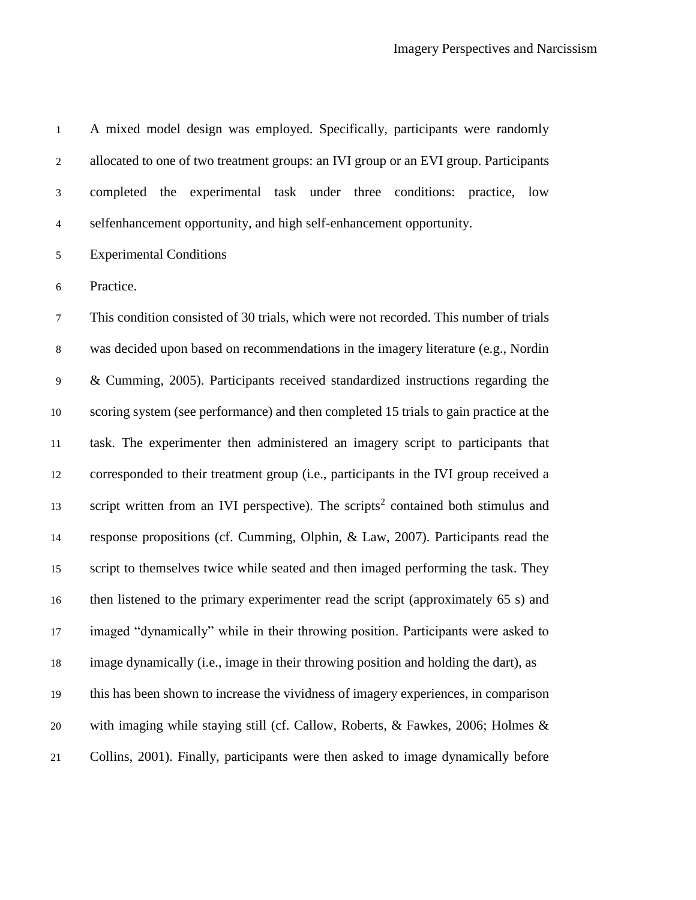A mixed model design was employed. Specifically, participants were randomly allocated to one of two treatment groups: an IVI group or an EVI group. Participants completed the experimental task under three conditions: practice, low selfenhancement opportunity, and high self-enhancement opportunity.

## Experimental Conditions

### Practice.

This condition consisted of 30 trials, which were not recorded. This number of trials was decided upon based on recommendations in the imagery literature (e.g., Nordin & Cumming, 2005). Participants received standardized instructions regarding the scoring system (see performance) and then completed 15 trials to gain practice at the task. The experimenter then administered an imagery script to participants that corresponded to their treatment group (i.e., participants in the IVI group received a script written from an IVI perspective). The scripts[2] contained both stimulus and response propositions (cf. Cumming, Olphin, & Law, 2007). Participants read the script to themselves twice while seated and then imaged performing the task. They then listened to the primary experimenter read the script (approximately 65 s) and imaged "dynamically" while in their throwing position. Participants were asked to image dynamically (i.e., image in their throwing position and holding the dart), as this has been shown to increase the vividness of imagery experiences, in comparison with imaging while staying still (cf. Callow, Roberts, & Fawkes, 2006; Holmes & Collins, 2001). Finally, participants were then asked to image dynamically before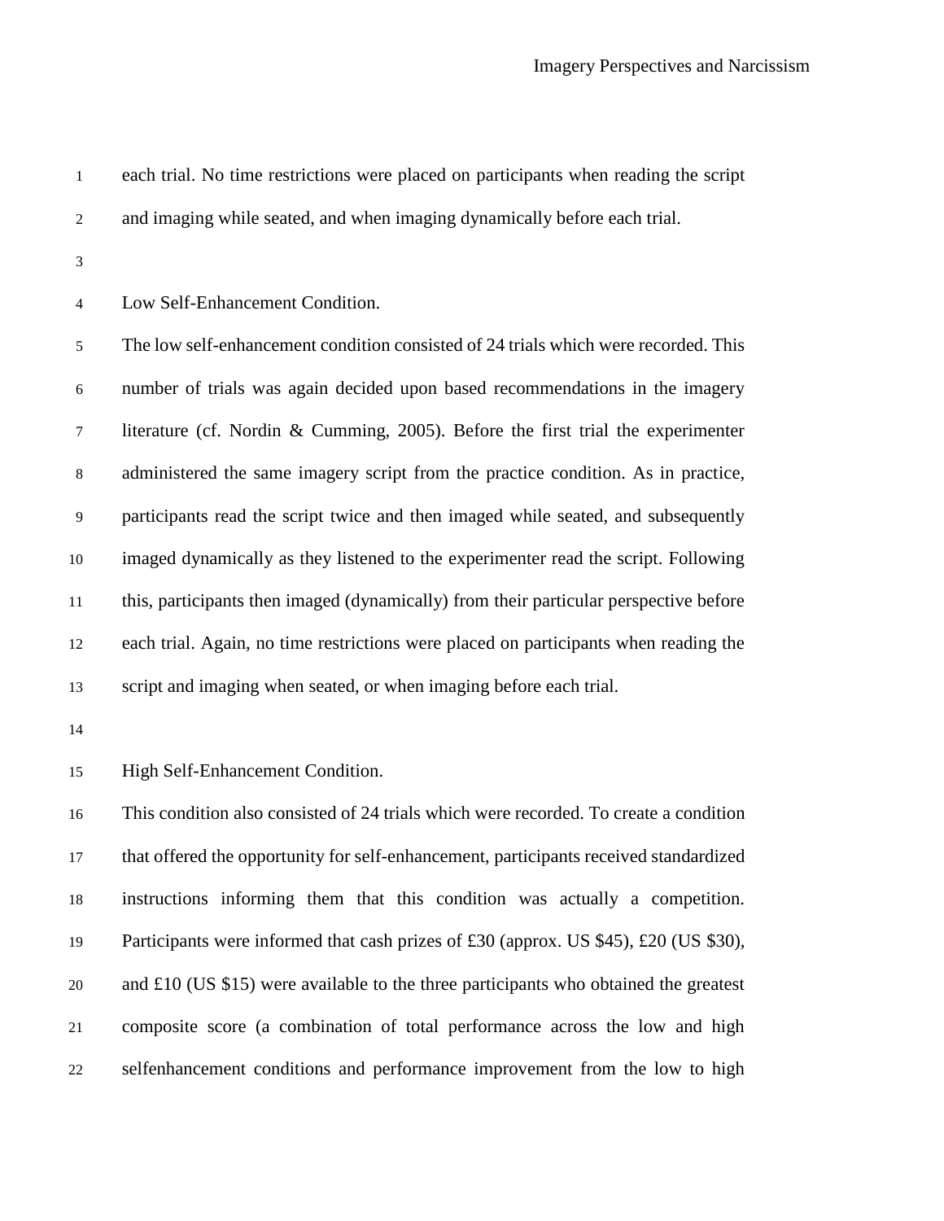each trial. No time restrictions were placed on participants when reading the script and imaging while seated, and when imaging dynamically before each trial.

### Low Self-Enhancement Condition.

The low self-enhancement condition consisted of 24 trials which were recorded. This number of trials was again decided upon based recommendations in the imagery literature (cf. Nordin & Cumming, 2005). Before the first trial the experimenter administered the same imagery script from the practice condition. As in practice, participants read the script twice and then imaged while seated, and subsequently imaged dynamically as they listened to the experimenter read the script. Following this, participants then imaged (dynamically) from their particular perspective before each trial. Again, no time restrictions were placed on participants when reading the script and imaging when seated, or when imaging before each trial.

### High Self-Enhancement Condition.

This condition also consisted of 24 trials which were recorded. To create a condition that offered the opportunity for self-enhancement, participants received standardized instructions informing them that this condition was actually a competition. Participants were informed that cash prizes of £30 (approx. US $45), £20 (US $30), and £10 (US $15) were available to the three participants who obtained the greatest composite score (a combination of total performance across the low and high selfenhancement conditions and performance improvement from the low to high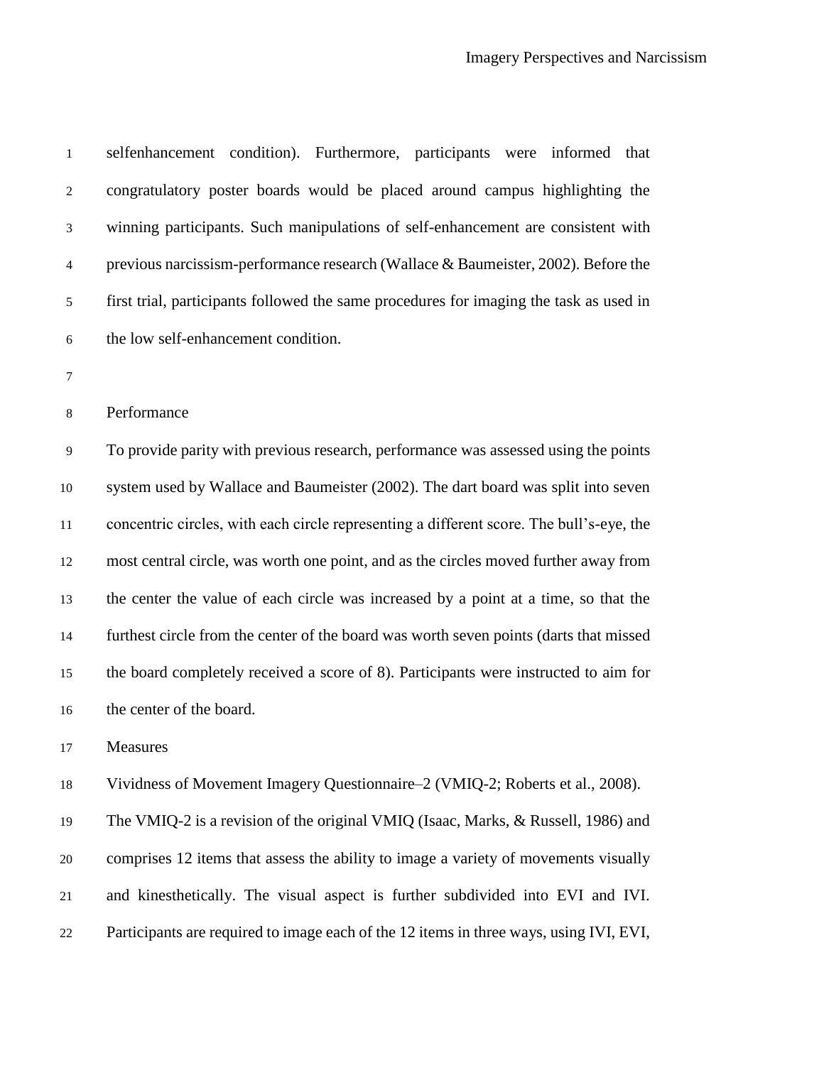selfenhancement condition). Furthermore, participants were informed that congratulatory poster boards would be placed around campus highlighting the winning participants. Such manipulations of self-enhancement are consistent with previous narcissism-performance research (Wallace & Baumeister, 2002). Before the first trial, participants followed the same procedures for imaging the task as used in the low self-enhancement condition.

## Performance

To provide parity with previous research, performance was assessed using the points system used by Wallace and Baumeister (2002). The dart board was split into seven concentric circles, with each circle representing a different score. The bull's-eye, the most central circle, was worth one point, and as the circles moved further away from the center the value of each circle was increased by a point at a time, so that the furthest circle from the center of the board was worth seven points (darts that missed the board completely received a score of 8). Participants were instructed to aim for the center of the board.

## Measures

Vividness of Movement Imagery Questionnaire–2 (VMIQ-2; Roberts et al., 2008). The VMIQ-2 is a revision of the original VMIQ (Isaac, Marks, & Russell, 1986) and comprises 12 items that assess the ability to image a variety of movements visually and kinesthetically. The visual aspect is further subdivided into EVI and IVI. Participants are required to image each of the 12 items in three ways, using IVI, EVI,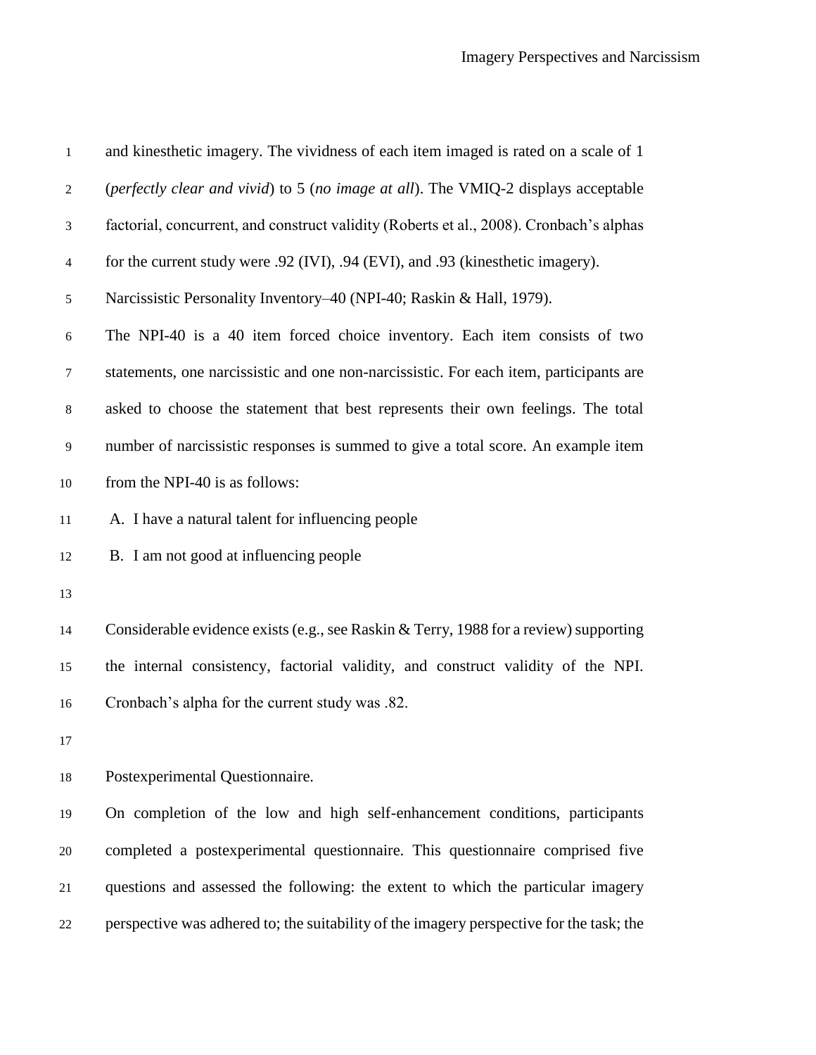and kinesthetic imagery. The vividness of each item imaged is rated on a scale of 1 (*perfectly clear and vivid*) to 5 (*no image at all*). The VMIQ-2 displays acceptable factorial, concurrent, and construct validity (Roberts et al., 2008). Cronbach's alphas for the current study were .92 (IVI), .94 (EVI), and .93 (kinesthetic imagery).

Narcissistic Personality Inventory–40 (NPI-40; Raskin & Hall, 1979).

The NPI-40 is a 40 item forced choice inventory. Each item consists of two statements, one narcissistic and one non-narcissistic. For each item, participants are asked to choose the statement that best represents their own feelings. The total number of narcissistic responses is summed to give a total score. An example item from the NPI-40 is as follows:

A. I have a natural talent for influencing people

B. I am not good at influencing people

Considerable evidence exists (e.g., see Raskin & Terry, 1988 for a review) supporting the internal consistency, factorial validity, and construct validity of the NPI. Cronbach's alpha for the current study was .82.

Postexperimental Questionnaire.

On completion of the low and high self-enhancement conditions, participants completed a postexperimental questionnaire. This questionnaire comprised five questions and assessed the following: the extent to which the particular imagery perspective was adhered to; the suitability of the imagery perspective for the task; the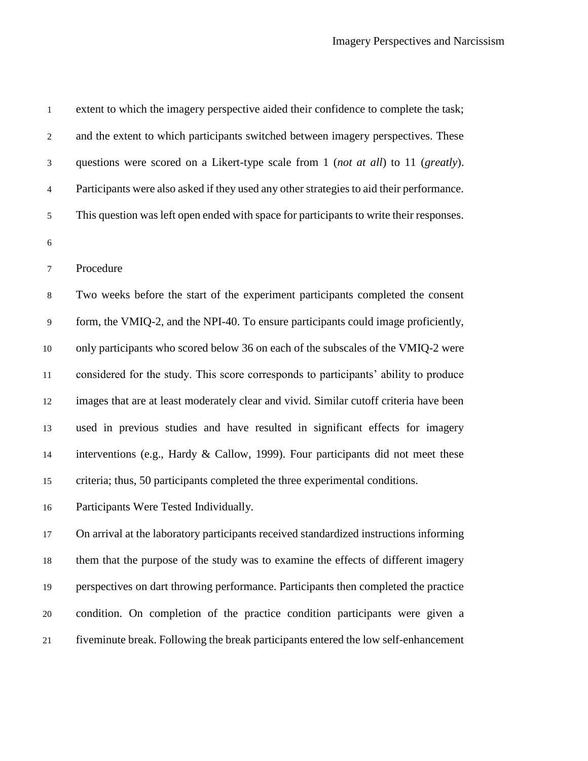extent to which the imagery perspective aided their confidence to complete the task; and the extent to which participants switched between imagery perspectives. These questions were scored on a Likert-type scale from 1 (*not at all*) to 11 (*greatly*). Participants were also asked if they used any other strategies to aid their performance. This question was left open ended with space for participants to write their responses.

## Procedure

Two weeks before the start of the experiment participants completed the consent form, the VMIQ-2, and the NPI-40. To ensure participants could image proficiently, only participants who scored below 36 on each of the subscales of the VMIQ-2 were considered for the study. This score corresponds to participants' ability to produce images that are at least moderately clear and vivid. Similar cutoff criteria have been used in previous studies and have resulted in significant effects for imagery interventions (e.g., Hardy & Callow, 1999). Four participants did not meet these criteria; thus, 50 participants completed the three experimental conditions.

Participants Were Tested Individually.

On arrival at the laboratory participants received standardized instructions informing them that the purpose of the study was to examine the effects of different imagery perspectives on dart throwing performance. Participants then completed the practice condition. On completion of the practice condition participants were given a fiveminute break. Following the break participants entered the low self-enhancement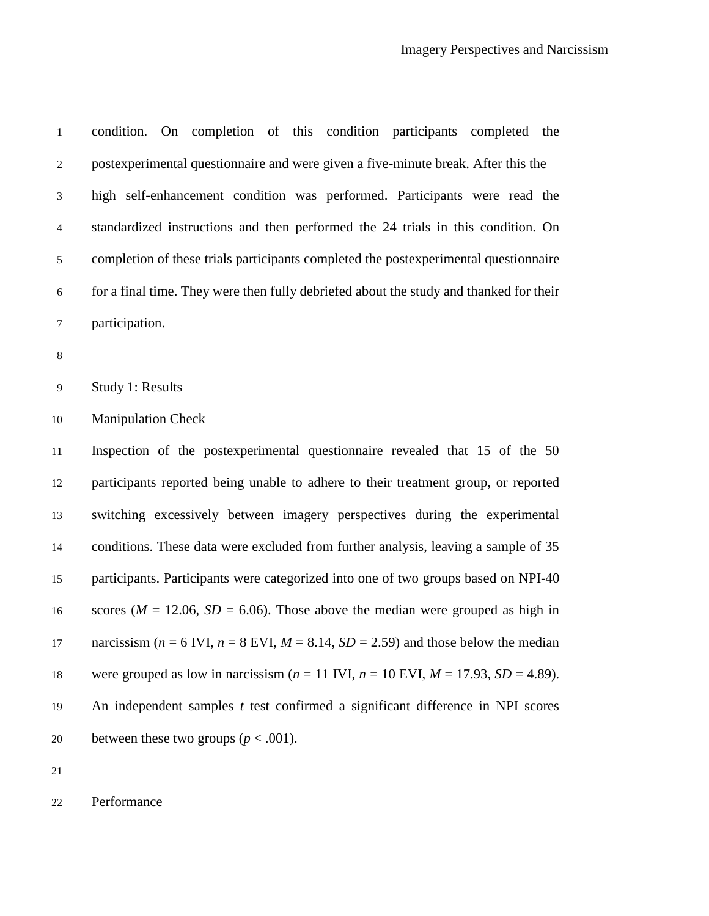condition. On completion of this condition participants completed the postexperimental questionnaire and were given a five-minute break. After this the high self-enhancement condition was performed. Participants were read the standardized instructions and then performed the 24 trials in this condition. On completion of these trials participants completed the postexperimental questionnaire for a final time. They were then fully debriefed about the study and thanked for their participation.

## Study 1: Results

### Manipulation Check

Inspection of the postexperimental questionnaire revealed that 15 of the 50 participants reported being unable to adhere to their treatment group, or reported switching excessively between imagery perspectives during the experimental conditions. These data were excluded from further analysis, leaving a sample of 35 participants. Participants were categorized into one of two groups based on NPI-40 scores ($M$ = 12.06, $SD$ = 6.06). Those above the median were grouped as high in narcissism ($n$ = 6 IVI, $n$ = 8 EVI, $M$ = 8.14, $SD$ = 2.59) and those below the median were grouped as low in narcissism ($n$ = 11 IVI, $n$ = 10 EVI, $M$ = 17.93, $SD$ = 4.89). An independent samples $t$ test confirmed a significant difference in NPI scores between these two groups ($p$ < .001).

### Performance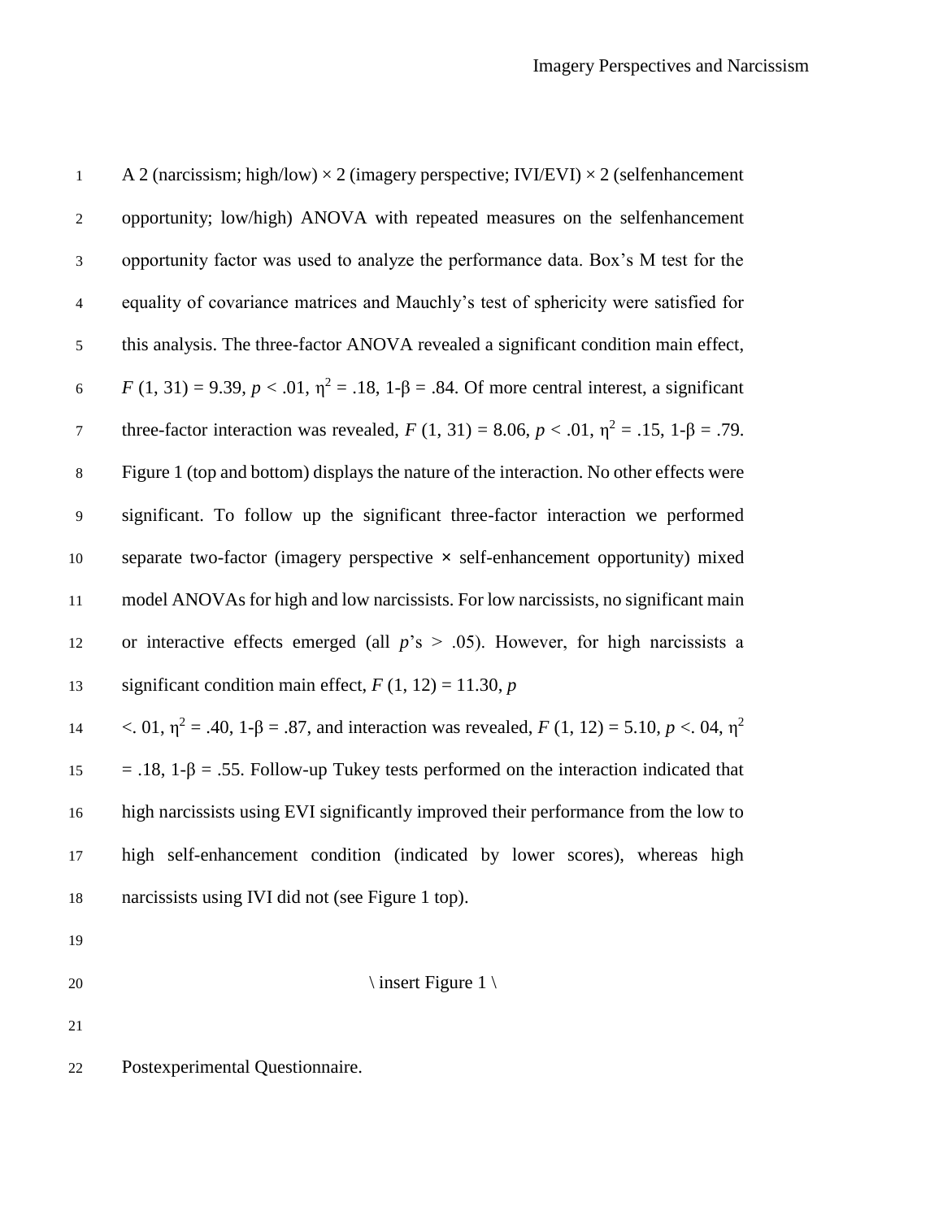A 2 (narcissism; high/low) × 2 (imagery perspective; IVI/EVI) × 2 (selfenhancement opportunity; low/high) ANOVA with repeated measures on the selfenhancement opportunity factor was used to analyze the performance data. Box's M test for the equality of covariance matrices and Mauchly's test of sphericity were satisfied for this analysis. The three-factor ANOVA revealed a significant condition main effect, $F\ (1, 31) = 9.39$, $p < .01$, $\eta^2 = .18$, $1\text{-}\beta = .84$. Of more central interest, a significant three-factor interaction was revealed, $F\ (1, 31) = 8.06$, $p < .01$, $\eta^2 = .15$, $1\text{-}\beta = .79$. Figure 1 (top and bottom) displays the nature of the interaction. No other effects were significant. To follow up the significant three-factor interaction we performed separate two-factor (imagery perspective × self-enhancement opportunity) mixed model ANOVAs for high and low narcissists. For low narcissists, no significant main or interactive effects emerged (all $p$'s > .05). However, for high narcissists a significant condition main effect, $F\ (1, 12) = 11.30$, $p$ <. 01, $\eta^2 = .40$, $1\text{-}\beta = .87$, and interaction was revealed, $F\ (1, 12) = 5.10$, $p$ <. 04, $\eta^2 = .18$, $1\text{-}\beta = .55$. Follow-up Tukey tests performed on the interaction indicated that high narcissists using EVI significantly improved their performance from the low to high self-enhancement condition (indicated by lower scores), whereas high narcissists using IVI did not (see Figure 1 top).

\ insert Figure 1 \

Postexperimental Questionnaire.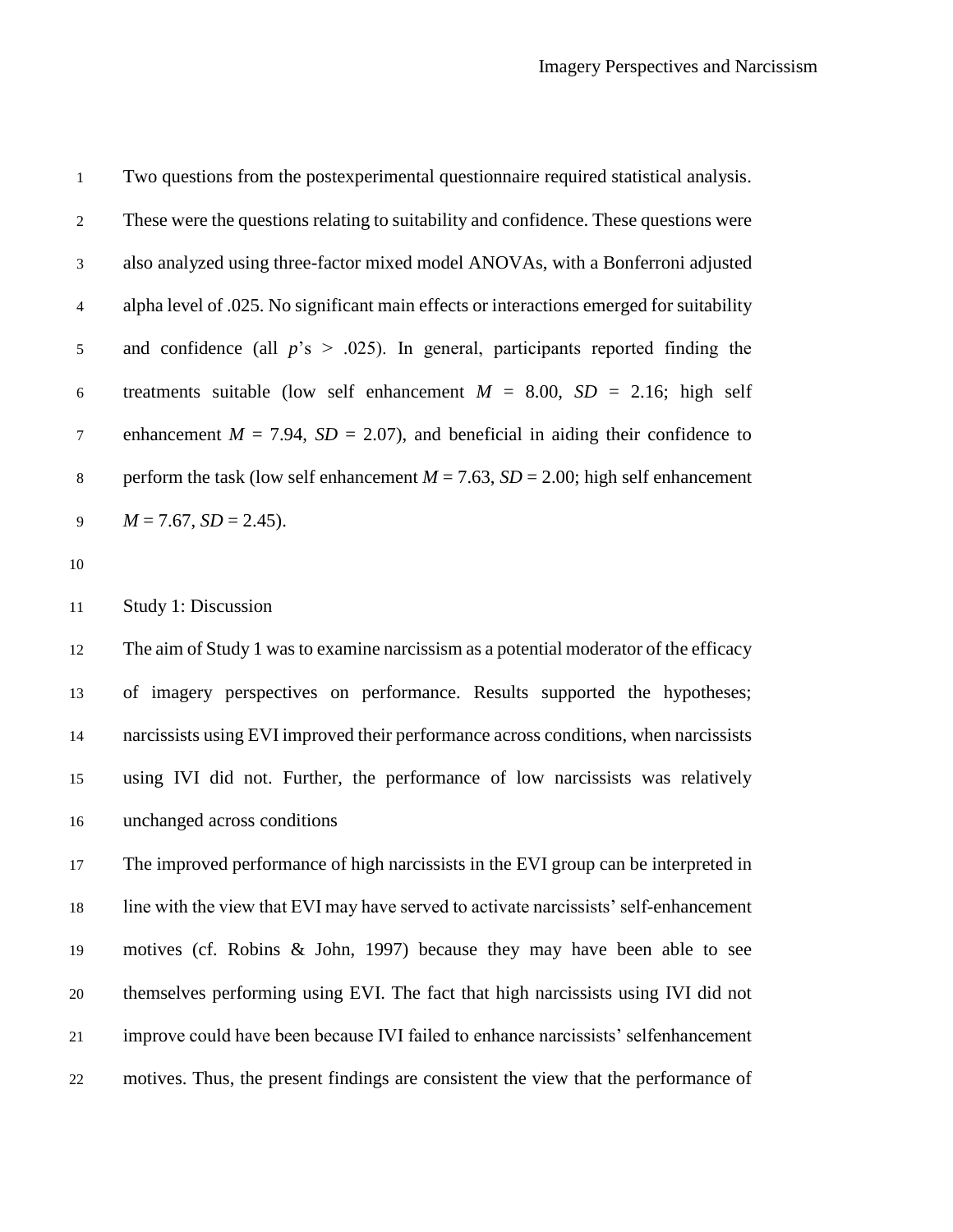Two questions from the postexperimental questionnaire required statistical analysis. These were the questions relating to suitability and confidence. These questions were also analyzed using three-factor mixed model ANOVAs, with a Bonferroni adjusted alpha level of .025. No significant main effects or interactions emerged for suitability and confidence (all $p$'s $>$ .025). In general, participants reported finding the treatments suitable (low self enhancement $M$ = 8.00, $SD$ = 2.16; high self enhancement $M$ = 7.94, $SD$ = 2.07), and beneficial in aiding their confidence to perform the task (low self enhancement $M$ = 7.63, $SD$ = 2.00; high self enhancement $M$ = 7.67, $SD$ = 2.45).

## Study 1: Discussion

The aim of Study 1 was to examine narcissism as a potential moderator of the efficacy of imagery perspectives on performance. Results supported the hypotheses; narcissists using EVI improved their performance across conditions, when narcissists using IVI did not. Further, the performance of low narcissists was relatively unchanged across conditions

The improved performance of high narcissists in the EVI group can be interpreted in line with the view that EVI may have served to activate narcissists' self-enhancement motives (cf. Robins & John, 1997) because they may have been able to see themselves performing using EVI. The fact that high narcissists using IVI did not improve could have been because IVI failed to enhance narcissists' selfenhancement motives. Thus, the present findings are consistent the view that the performance of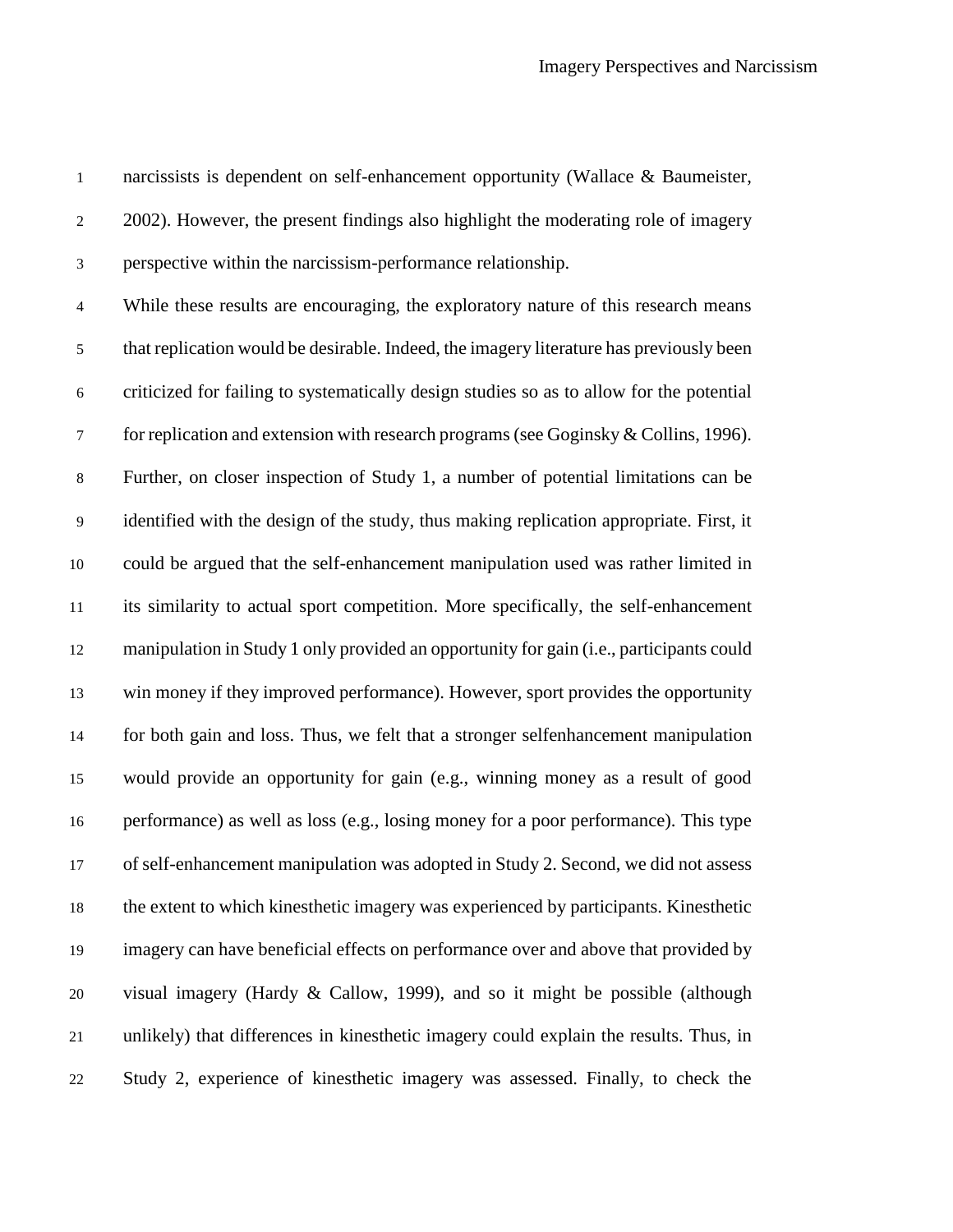narcissists is dependent on self-enhancement opportunity (Wallace & Baumeister, 2002). However, the present findings also highlight the moderating role of imagery perspective within the narcissism-performance relationship.

While these results are encouraging, the exploratory nature of this research means that replication would be desirable. Indeed, the imagery literature has previously been criticized for failing to systematically design studies so as to allow for the potential for replication and extension with research programs (see Goginsky & Collins, 1996). Further, on closer inspection of Study 1, a number of potential limitations can be identified with the design of the study, thus making replication appropriate. First, it could be argued that the self-enhancement manipulation used was rather limited in its similarity to actual sport competition. More specifically, the self-enhancement manipulation in Study 1 only provided an opportunity for gain (i.e., participants could win money if they improved performance). However, sport provides the opportunity for both gain and loss. Thus, we felt that a stronger selfenhancement manipulation would provide an opportunity for gain (e.g., winning money as a result of good performance) as well as loss (e.g., losing money for a poor performance). This type of self-enhancement manipulation was adopted in Study 2. Second, we did not assess the extent to which kinesthetic imagery was experienced by participants. Kinesthetic imagery can have beneficial effects on performance over and above that provided by visual imagery (Hardy & Callow, 1999), and so it might be possible (although unlikely) that differences in kinesthetic imagery could explain the results. Thus, in Study 2, experience of kinesthetic imagery was assessed. Finally, to check the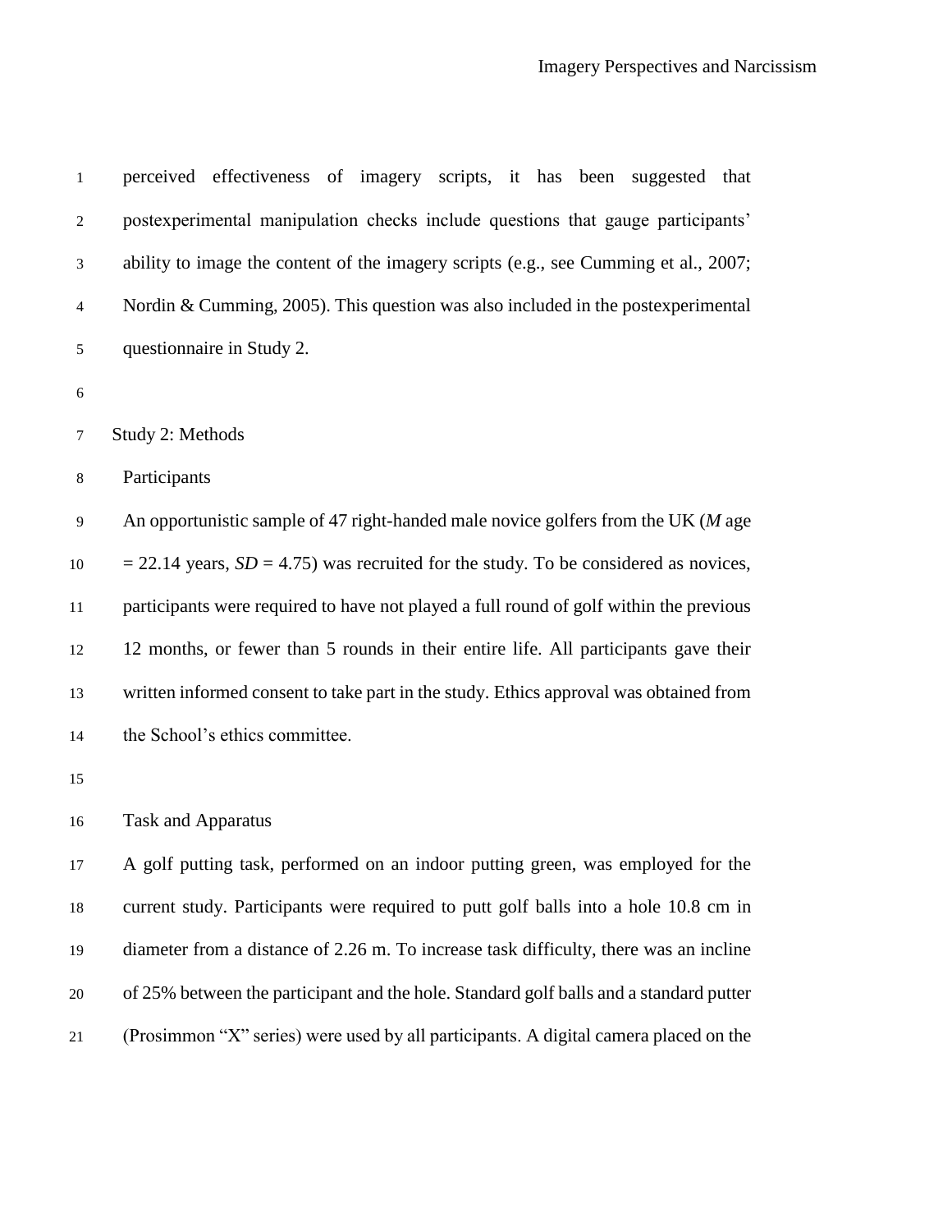perceived effectiveness of imagery scripts, it has been suggested that postexperimental manipulation checks include questions that gauge participants' ability to image the content of the imagery scripts (e.g., see Cumming et al., 2007; Nordin & Cumming, 2005). This question was also included in the postexperimental questionnaire in Study 2.

## Study 2: Methods

### Participants

An opportunistic sample of 47 right-handed male novice golfers from the UK (*M* age = 22.14 years, *SD* = 4.75) was recruited for the study. To be considered as novices, participants were required to have not played a full round of golf within the previous 12 months, or fewer than 5 rounds in their entire life. All participants gave their written informed consent to take part in the study. Ethics approval was obtained from the School's ethics committee.

### Task and Apparatus

A golf putting task, performed on an indoor putting green, was employed for the current study. Participants were required to putt golf balls into a hole 10.8 cm in diameter from a distance of 2.26 m. To increase task difficulty, there was an incline of 25% between the participant and the hole. Standard golf balls and a standard putter (Prosimmon "X" series) were used by all participants. A digital camera placed on the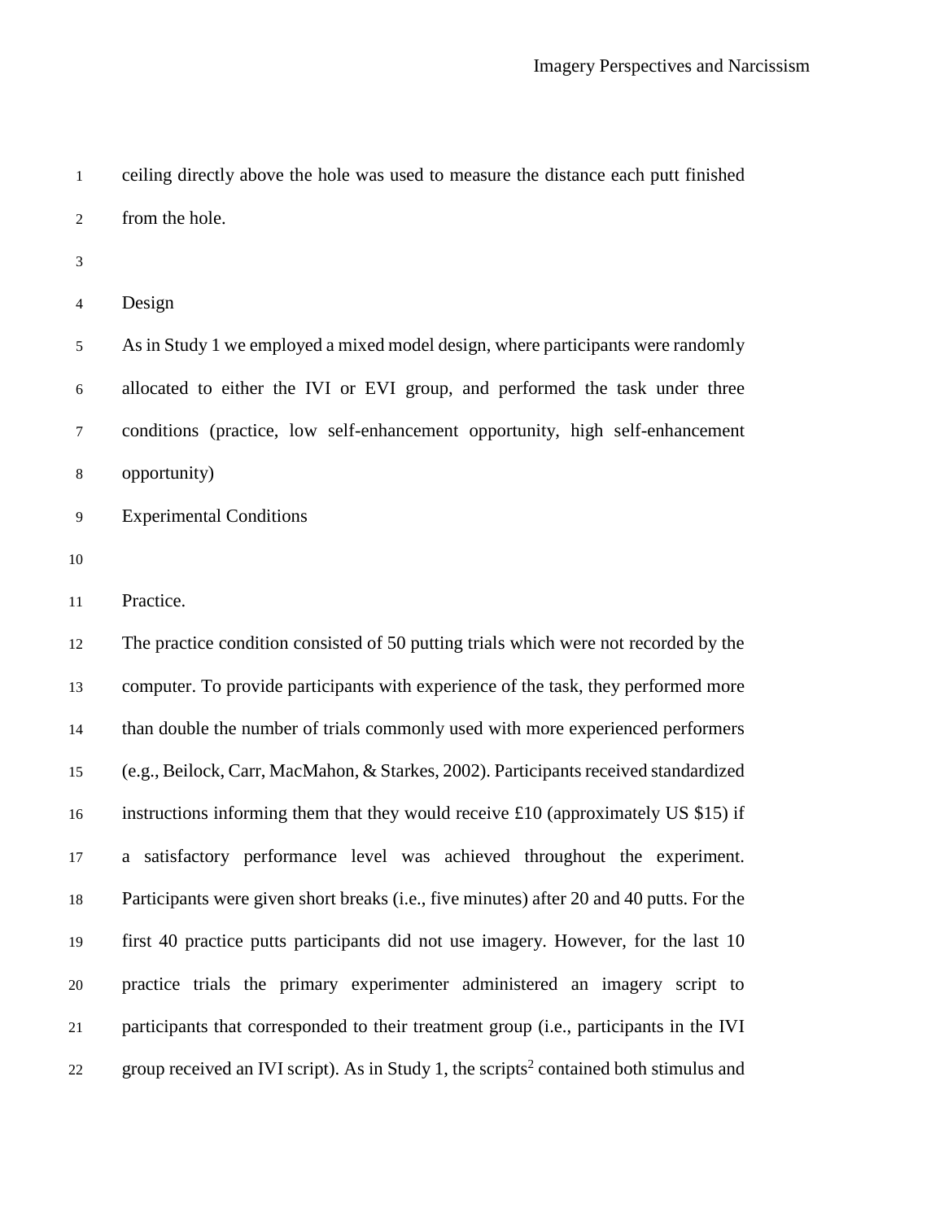ceiling directly above the hole was used to measure the distance each putt finished from the hole.

## Design

As in Study 1 we employed a mixed model design, where participants were randomly allocated to either the IVI or EVI group, and performed the task under three conditions (practice, low self-enhancement opportunity, high self-enhancement opportunity)

## Experimental Conditions

### Practice.

The practice condition consisted of 50 putting trials which were not recorded by the computer. To provide participants with experience of the task, they performed more than double the number of trials commonly used with more experienced performers (e.g., Beilock, Carr, MacMahon, & Starkes, 2002). Participants received standardized instructions informing them that they would receive £10 (approximately US $15) if a satisfactory performance level was achieved throughout the experiment. Participants were given short breaks (i.e., five minutes) after 20 and 40 putts. For the first 40 practice putts participants did not use imagery. However, for the last 10 practice trials the primary experimenter administered an imagery script to participants that corresponded to their treatment group (i.e., participants in the IVI group received an IVI script). As in Study 1, the scripts[2] contained both stimulus and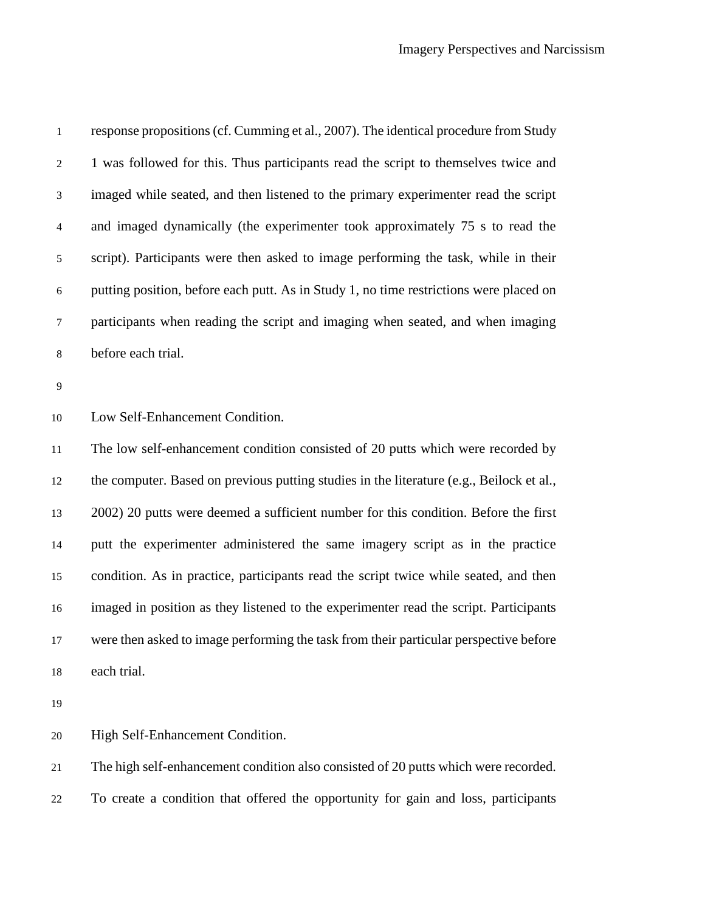response propositions (cf. Cumming et al., 2007). The identical procedure from Study 1 was followed for this. Thus participants read the script to themselves twice and imaged while seated, and then listened to the primary experimenter read the script and imaged dynamically (the experimenter took approximately 75 s to read the script). Participants were then asked to image performing the task, while in their putting position, before each putt. As in Study 1, no time restrictions were placed on participants when reading the script and imaging when seated, and when imaging before each trial.

Low Self-Enhancement Condition.

The low self-enhancement condition consisted of 20 putts which were recorded by the computer. Based on previous putting studies in the literature (e.g., Beilock et al., 2002) 20 putts were deemed a sufficient number for this condition. Before the first putt the experimenter administered the same imagery script as in the practice condition. As in practice, participants read the script twice while seated, and then imaged in position as they listened to the experimenter read the script. Participants were then asked to image performing the task from their particular perspective before each trial.

High Self-Enhancement Condition.

The high self-enhancement condition also consisted of 20 putts which were recorded. To create a condition that offered the opportunity for gain and loss, participants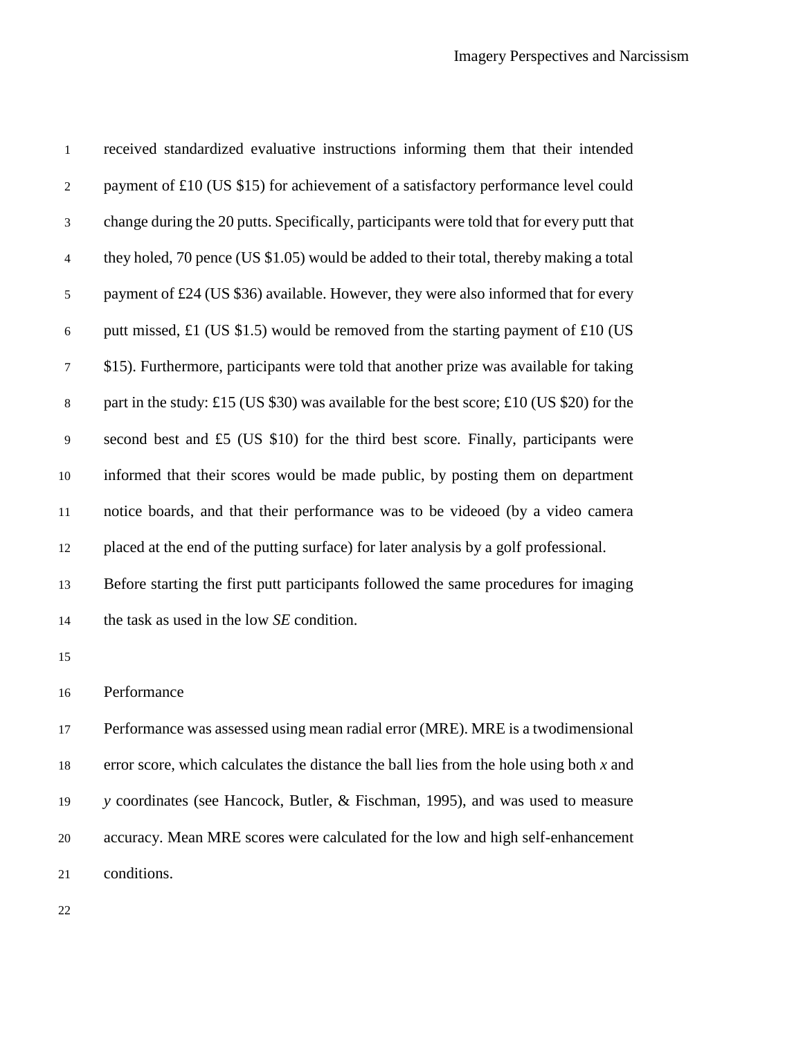received standardized evaluative instructions informing them that their intended payment of £10 (US $15) for achievement of a satisfactory performance level could change during the 20 putts. Specifically, participants were told that for every putt that they holed, 70 pence (US $1.05) would be added to their total, thereby making a total payment of £24 (US $36) available. However, they were also informed that for every putt missed, £1 (US $1.5) would be removed from the starting payment of £10 (US $15). Furthermore, participants were told that another prize was available for taking part in the study: £15 (US $30) was available for the best score; £10 (US $20) for the second best and £5 (US $10) for the third best score. Finally, participants were informed that their scores would be made public, by posting them on department notice boards, and that their performance was to be videoed (by a video camera placed at the end of the putting surface) for later analysis by a golf professional. Before starting the first putt participants followed the same procedures for imaging the task as used in the low *SE* condition.

Performance

Performance was assessed using mean radial error (MRE). MRE is a twodimensional error score, which calculates the distance the ball lies from the hole using both *x* and *y* coordinates (see Hancock, Butler, & Fischman, 1995), and was used to measure accuracy. Mean MRE scores were calculated for the low and high self-enhancement conditions.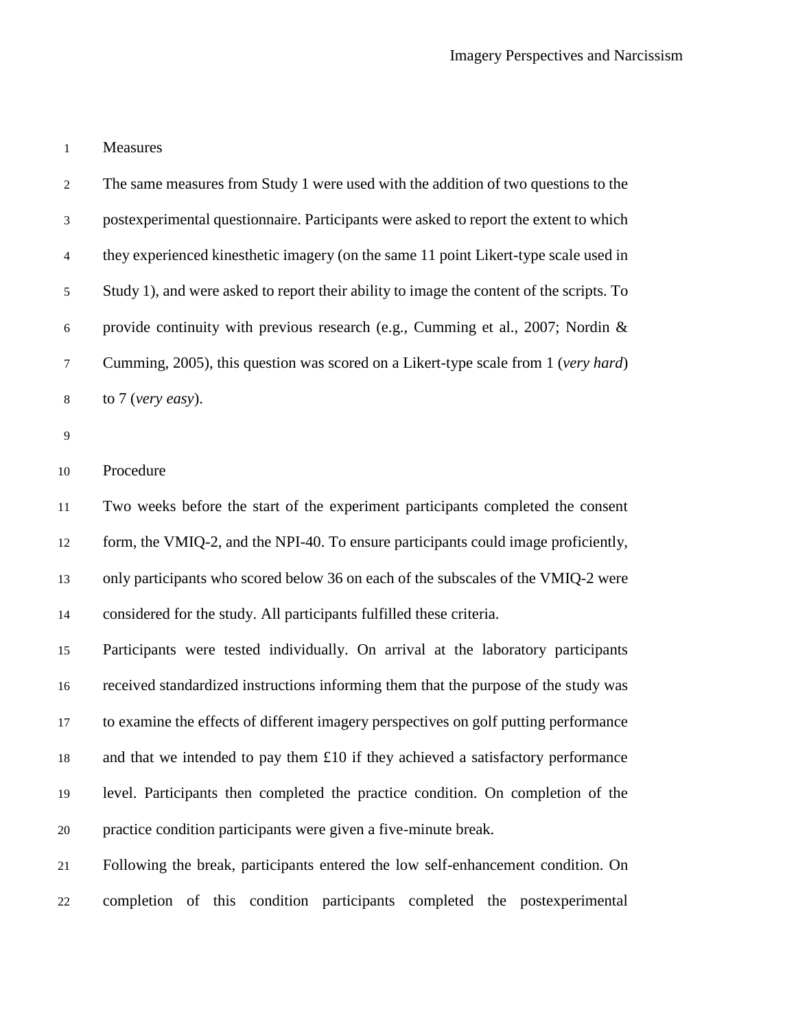### Measures

The same measures from Study 1 were used with the addition of two questions to the postexperimental questionnaire. Participants were asked to report the extent to which they experienced kinesthetic imagery (on the same 11 point Likert-type scale used in Study 1), and were asked to report their ability to image the content of the scripts. To provide continuity with previous research (e.g., Cumming et al., 2007; Nordin & Cumming, 2005), this question was scored on a Likert-type scale from 1 (*very hard*) to 7 (*very easy*).

### Procedure

Two weeks before the start of the experiment participants completed the consent form, the VMIQ-2, and the NPI-40. To ensure participants could image proficiently, only participants who scored below 36 on each of the subscales of the VMIQ-2 were considered for the study. All participants fulfilled these criteria.

Participants were tested individually. On arrival at the laboratory participants received standardized instructions informing them that the purpose of the study was to examine the effects of different imagery perspectives on golf putting performance and that we intended to pay them £10 if they achieved a satisfactory performance level. Participants then completed the practice condition. On completion of the practice condition participants were given a five-minute break.

Following the break, participants entered the low self-enhancement condition. On completion of this condition participants completed the postexperimental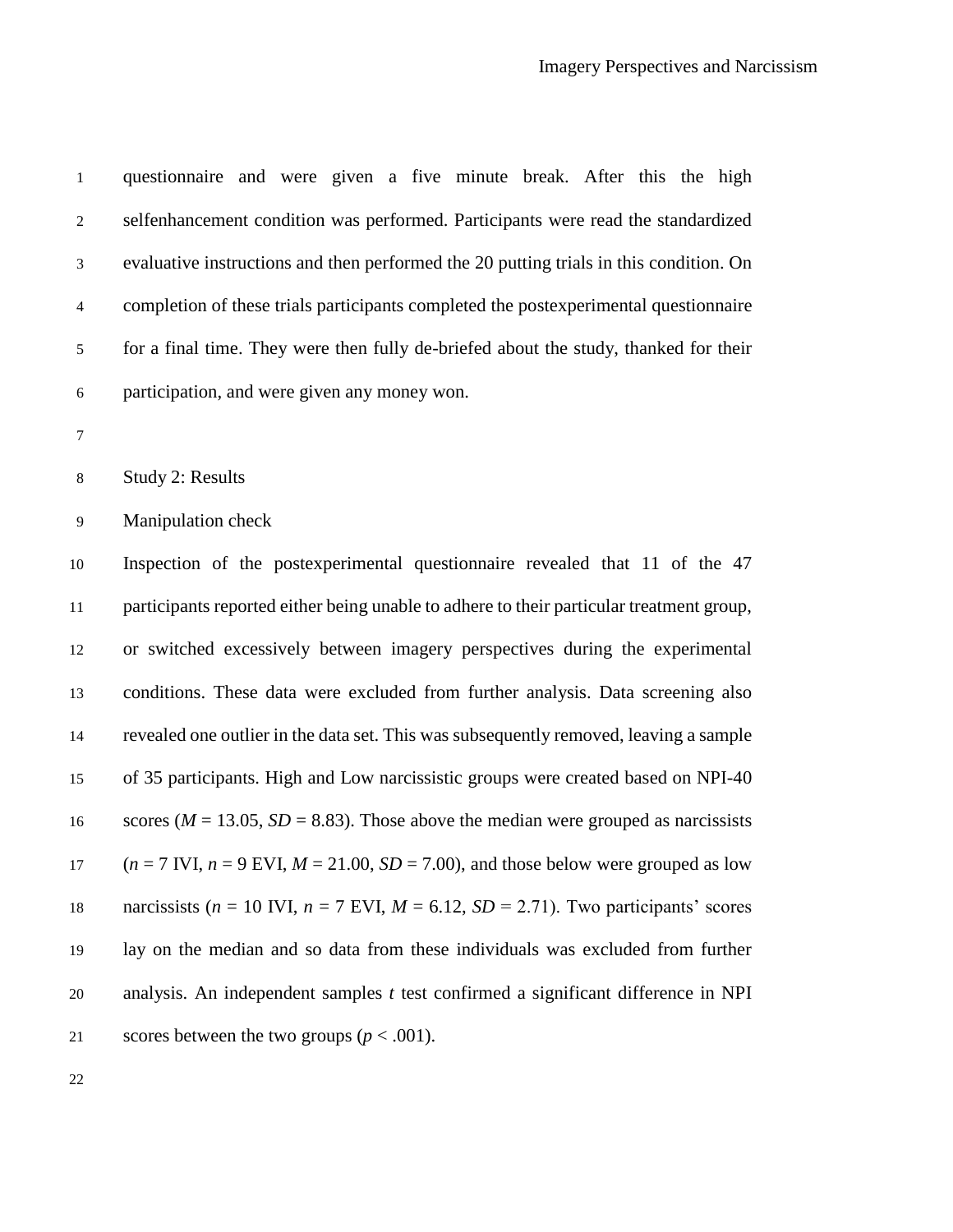questionnaire and were given a five minute break. After this the high selfenhancement condition was performed. Participants were read the standardized evaluative instructions and then performed the 20 putting trials in this condition. On completion of these trials participants completed the postexperimental questionnaire for a final time. They were then fully de-briefed about the study, thanked for their participation, and were given any money won.

## Study 2: Results

### Manipulation check

Inspection of the postexperimental questionnaire revealed that 11 of the 47 participants reported either being unable to adhere to their particular treatment group, or switched excessively between imagery perspectives during the experimental conditions. These data were excluded from further analysis. Data screening also revealed one outlier in the data set. This was subsequently removed, leaving a sample of 35 participants. High and Low narcissistic groups were created based on NPI-40 scores ($M$ = 13.05, $SD$ = 8.83). Those above the median were grouped as narcissists ($n$ = 7 IVI, $n$ = 9 EVI, $M$ = 21.00, $SD$ = 7.00), and those below were grouped as low narcissists ($n$ = 10 IVI, $n$ = 7 EVI, $M$ = 6.12, $SD$ = 2.71). Two participants' scores lay on the median and so data from these individuals was excluded from further analysis. An independent samples $t$ test confirmed a significant difference in NPI scores between the two groups ($p < .001$).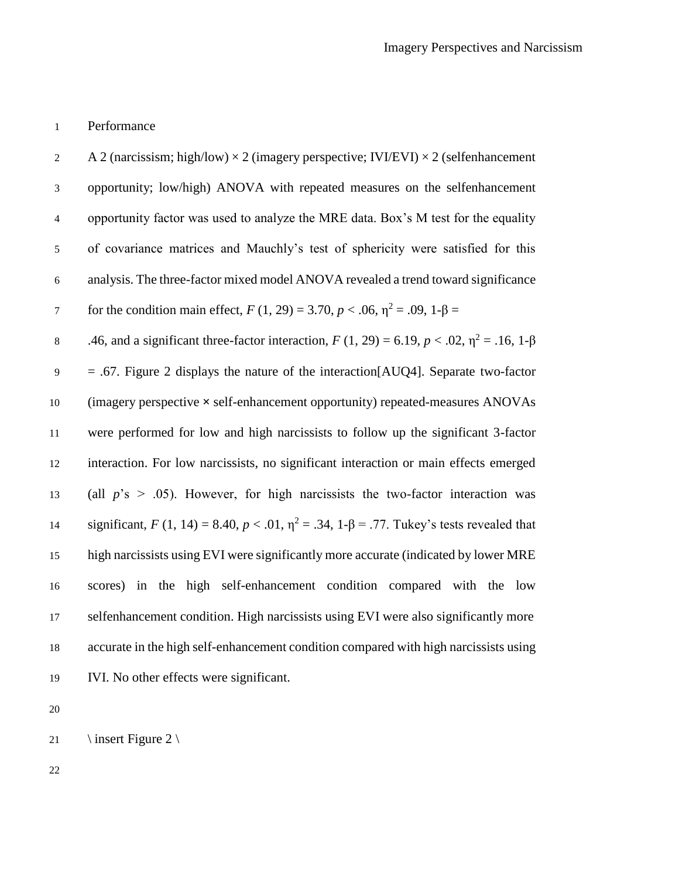Performance

A 2 (narcissism; high/low) × 2 (imagery perspective; IVI/EVI) × 2 (selfenhancement opportunity; low/high) ANOVA with repeated measures on the selfenhancement opportunity factor was used to analyze the MRE data. Box's M test for the equality of covariance matrices and Mauchly's test of sphericity were satisfied for this analysis. The three-factor mixed model ANOVA revealed a trend toward significance for the condition main effect, $F$ (1, 29) = 3.70, $p < .06$, $\eta^2 = .09$, $1\text{-}\beta =$ .46, and a significant three-factor interaction, $F$ (1, 29) = 6.19, $p < .02$, $\eta^2 = .16$, $1\text{-}\beta = .67$. Figure 2 displays the nature of the interaction[AUQ4]. Separate two-factor (imagery perspective × self-enhancement opportunity) repeated-measures ANOVAs were performed for low and high narcissists to follow up the significant 3-factor interaction. For low narcissists, no significant interaction or main effects emerged (all $p$'s > .05). However, for high narcissists the two-factor interaction was significant, $F$ (1, 14) = 8.40, $p < .01$, $\eta^2 = .34$, $1\text{-}\beta = .77$. Tukey's tests revealed that high narcissists using EVI were significantly more accurate (indicated by lower MRE scores) in the high self-enhancement condition compared with the low selfenhancement condition. High narcissists using EVI were also significantly more accurate in the high self-enhancement condition compared with high narcissists using IVI. No other effects were significant.

\ insert Figure 2 \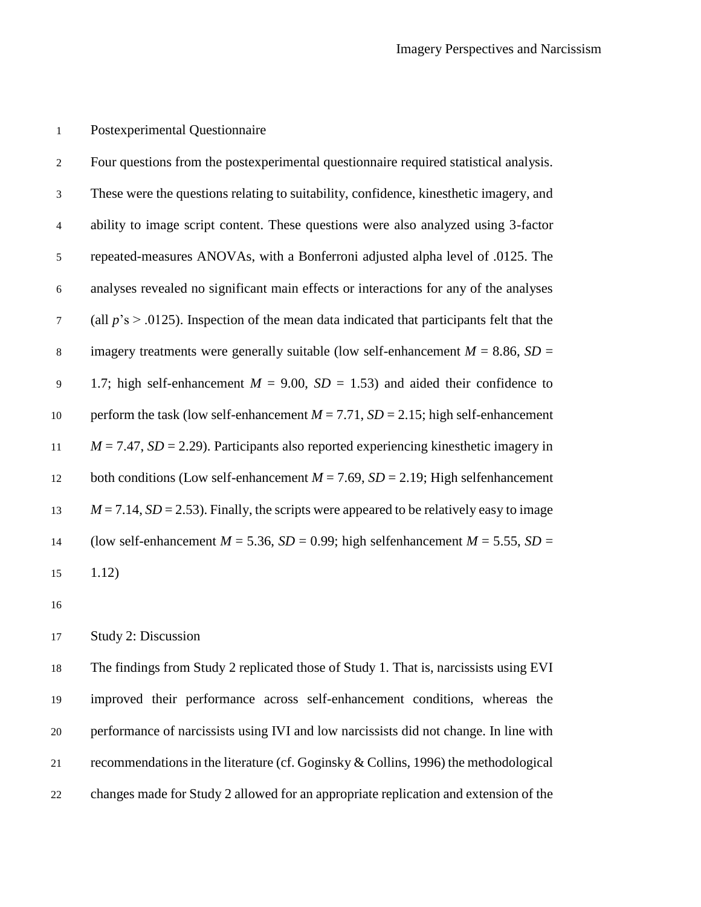## Postexperimental Questionnaire

Four questions from the postexperimental questionnaire required statistical analysis. These were the questions relating to suitability, confidence, kinesthetic imagery, and ability to image script content. These questions were also analyzed using 3-factor repeated-measures ANOVAs, with a Bonferroni adjusted alpha level of .0125. The analyses revealed no significant main effects or interactions for any of the analyses (all $p$'s > .0125). Inspection of the mean data indicated that participants felt that the imagery treatments were generally suitable (low self-enhancement $M$ = 8.86, $SD$ = 1.7; high self-enhancement $M$ = 9.00, $SD$ = 1.53) and aided their confidence to perform the task (low self-enhancement $M$ = 7.71, $SD$ = 2.15; high self-enhancement $M$ = 7.47, $SD$ = 2.29). Participants also reported experiencing kinesthetic imagery in both conditions (Low self-enhancement $M$ = 7.69, $SD$ = 2.19; High selfenhancement $M$ = 7.14, $SD$ = 2.53). Finally, the scripts were appeared to be relatively easy to image (low self-enhancement $M$ = 5.36, $SD$ = 0.99; high selfenhancement $M$ = 5.55, $SD$ = 1.12)

## Study 2: Discussion

The findings from Study 2 replicated those of Study 1. That is, narcissists using EVI improved their performance across self-enhancement conditions, whereas the performance of narcissists using IVI and low narcissists did not change. In line with recommendations in the literature (cf. Goginsky & Collins, 1996) the methodological changes made for Study 2 allowed for an appropriate replication and extension of the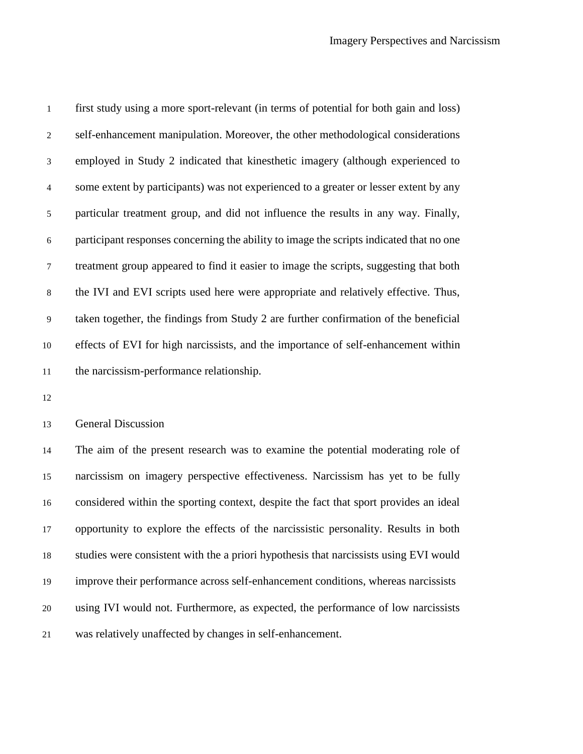first study using a more sport-relevant (in terms of potential for both gain and loss) self-enhancement manipulation. Moreover, the other methodological considerations employed in Study 2 indicated that kinesthetic imagery (although experienced to some extent by participants) was not experienced to a greater or lesser extent by any particular treatment group, and did not influence the results in any way. Finally, participant responses concerning the ability to image the scripts indicated that no one treatment group appeared to find it easier to image the scripts, suggesting that both the IVI and EVI scripts used here were appropriate and relatively effective. Thus, taken together, the findings from Study 2 are further confirmation of the beneficial effects of EVI for high narcissists, and the importance of self-enhancement within the narcissism-performance relationship.

## General Discussion

The aim of the present research was to examine the potential moderating role of narcissism on imagery perspective effectiveness. Narcissism has yet to be fully considered within the sporting context, despite the fact that sport provides an ideal opportunity to explore the effects of the narcissistic personality. Results in both studies were consistent with the a priori hypothesis that narcissists using EVI would improve their performance across self-enhancement conditions, whereas narcissists using IVI would not. Furthermore, as expected, the performance of low narcissists was relatively unaffected by changes in self-enhancement.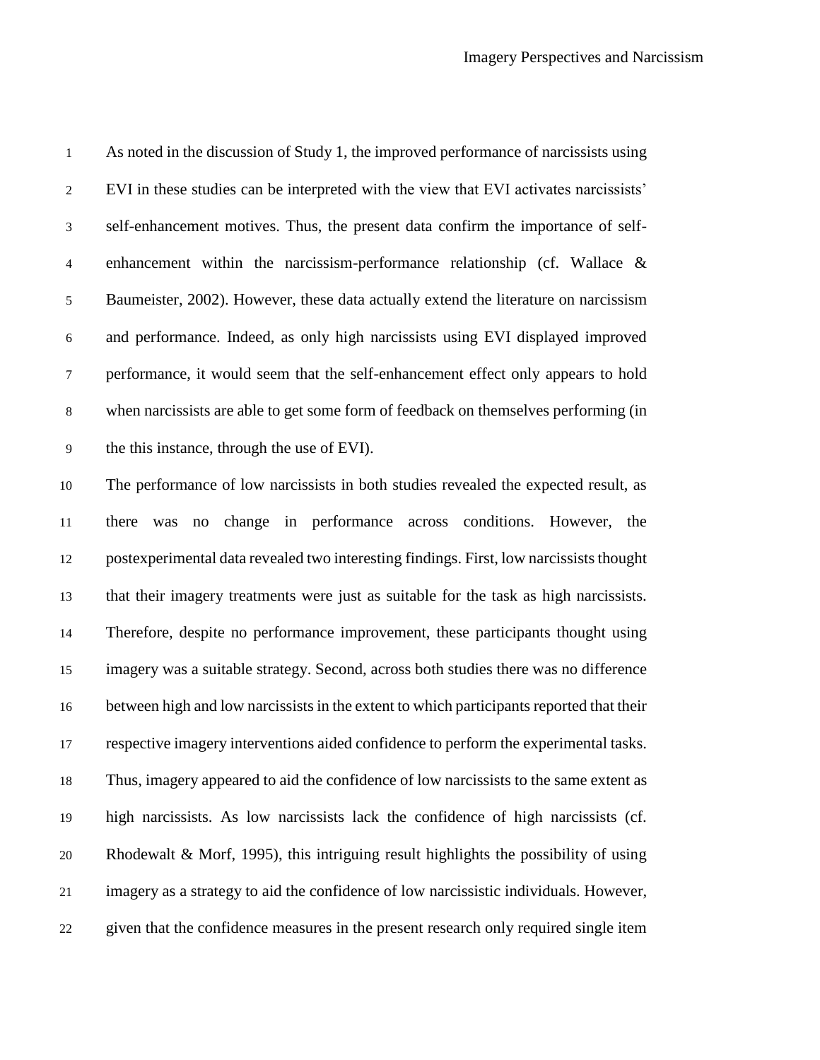As noted in the discussion of Study 1, the improved performance of narcissists using EVI in these studies can be interpreted with the view that EVI activates narcissists' self-enhancement motives. Thus, the present data confirm the importance of self-enhancement within the narcissism-performance relationship (cf. Wallace & Baumeister, 2002). However, these data actually extend the literature on narcissism and performance. Indeed, as only high narcissists using EVI displayed improved performance, it would seem that the self-enhancement effect only appears to hold when narcissists are able to get some form of feedback on themselves performing (in the this instance, through the use of EVI).

The performance of low narcissists in both studies revealed the expected result, as there was no change in performance across conditions. However, the postexperimental data revealed two interesting findings. First, low narcissists thought that their imagery treatments were just as suitable for the task as high narcissists. Therefore, despite no performance improvement, these participants thought using imagery was a suitable strategy. Second, across both studies there was no difference between high and low narcissists in the extent to which participants reported that their respective imagery interventions aided confidence to perform the experimental tasks. Thus, imagery appeared to aid the confidence of low narcissists to the same extent as high narcissists. As low narcissists lack the confidence of high narcissists (cf. Rhodewalt & Morf, 1995), this intriguing result highlights the possibility of using imagery as a strategy to aid the confidence of low narcissistic individuals. However, given that the confidence measures in the present research only required single item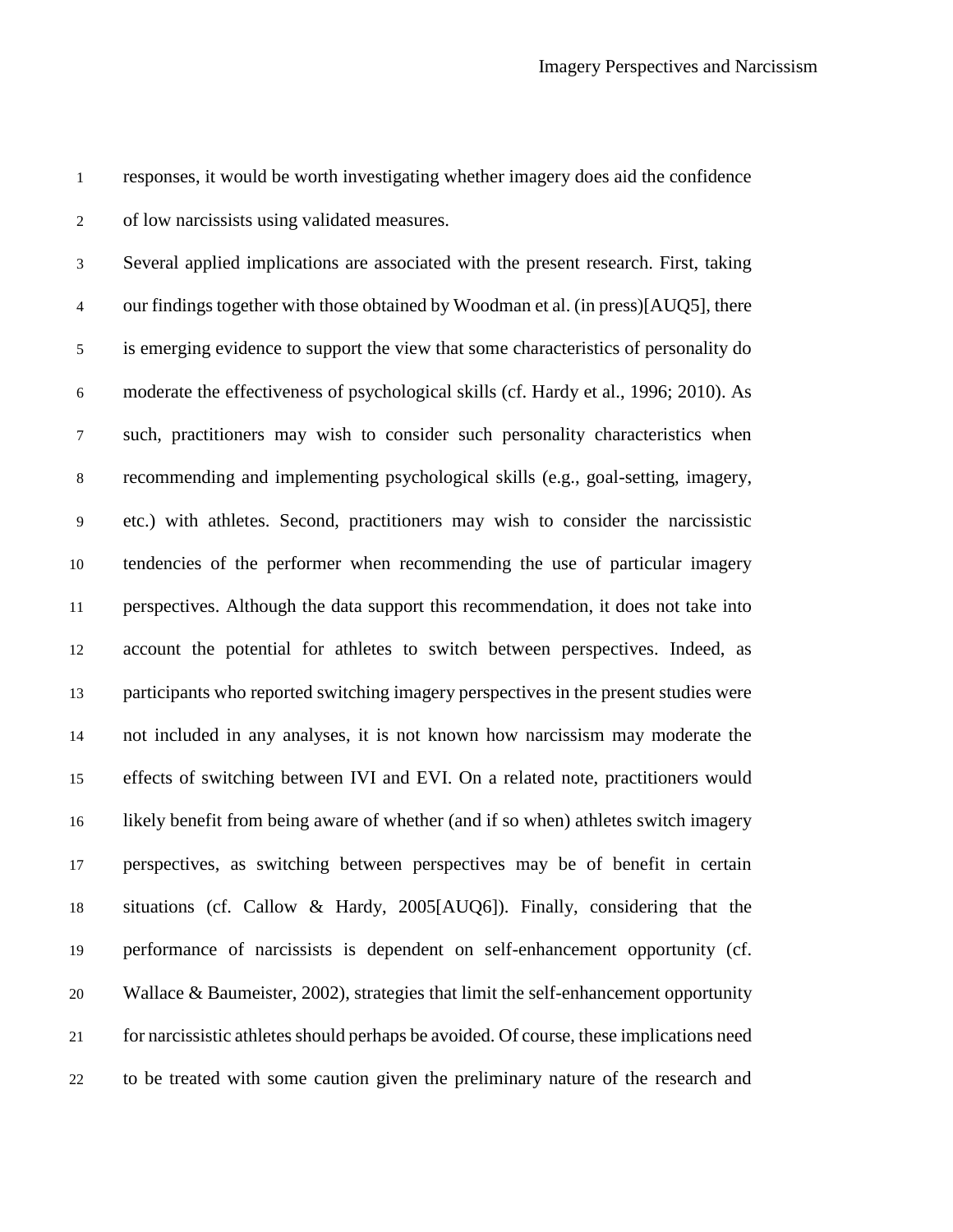responses, it would be worth investigating whether imagery does aid the confidence of low narcissists using validated measures.

Several applied implications are associated with the present research. First, taking our findings together with those obtained by Woodman et al. (in press)[AUQ5], there is emerging evidence to support the view that some characteristics of personality do moderate the effectiveness of psychological skills (cf. Hardy et al., 1996; 2010). As such, practitioners may wish to consider such personality characteristics when recommending and implementing psychological skills (e.g., goal-setting, imagery, etc.) with athletes. Second, practitioners may wish to consider the narcissistic tendencies of the performer when recommending the use of particular imagery perspectives. Although the data support this recommendation, it does not take into account the potential for athletes to switch between perspectives. Indeed, as participants who reported switching imagery perspectives in the present studies were not included in any analyses, it is not known how narcissism may moderate the effects of switching between IVI and EVI. On a related note, practitioners would likely benefit from being aware of whether (and if so when) athletes switch imagery perspectives, as switching between perspectives may be of benefit in certain situations (cf. Callow & Hardy, 2005[AUQ6]). Finally, considering that the performance of narcissists is dependent on self-enhancement opportunity (cf. Wallace & Baumeister, 2002), strategies that limit the self-enhancement opportunity for narcissistic athletes should perhaps be avoided. Of course, these implications need to be treated with some caution given the preliminary nature of the research and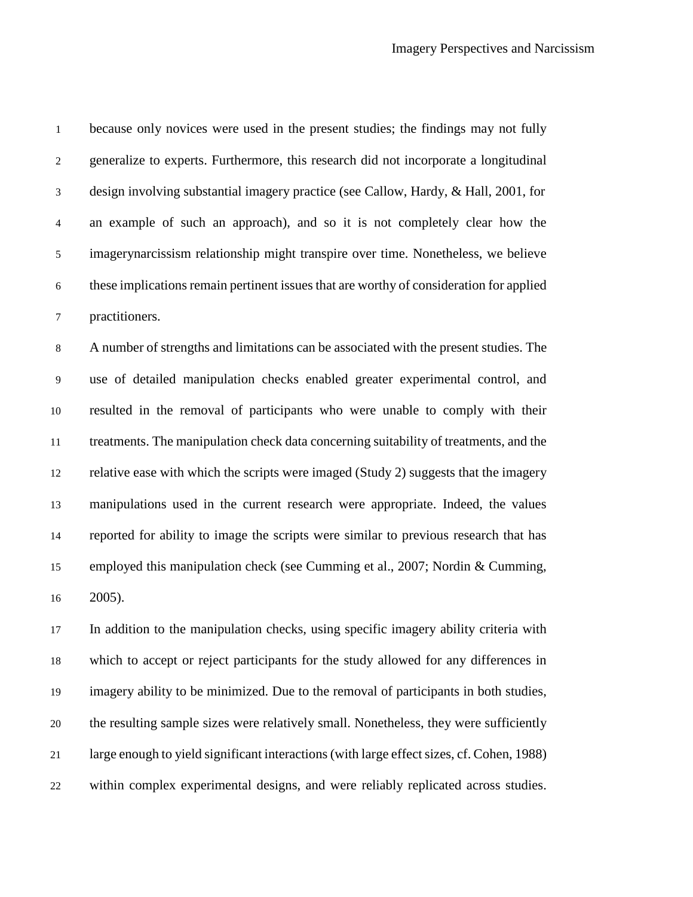because only novices were used in the present studies; the findings may not fully generalize to experts. Furthermore, this research did not incorporate a longitudinal design involving substantial imagery practice (see Callow, Hardy, & Hall, 2001, for an example of such an approach), and so it is not completely clear how the imagerynarcissism relationship might transpire over time. Nonetheless, we believe these implications remain pertinent issues that are worthy of consideration for applied practitioners.

A number of strengths and limitations can be associated with the present studies. The use of detailed manipulation checks enabled greater experimental control, and resulted in the removal of participants who were unable to comply with their treatments. The manipulation check data concerning suitability of treatments, and the relative ease with which the scripts were imaged (Study 2) suggests that the imagery manipulations used in the current research were appropriate. Indeed, the values reported for ability to image the scripts were similar to previous research that has employed this manipulation check (see Cumming et al., 2007; Nordin & Cumming, 2005).

In addition to the manipulation checks, using specific imagery ability criteria with which to accept or reject participants for the study allowed for any differences in imagery ability to be minimized. Due to the removal of participants in both studies, the resulting sample sizes were relatively small. Nonetheless, they were sufficiently large enough to yield significant interactions (with large effect sizes, cf. Cohen, 1988) within complex experimental designs, and were reliably replicated across studies.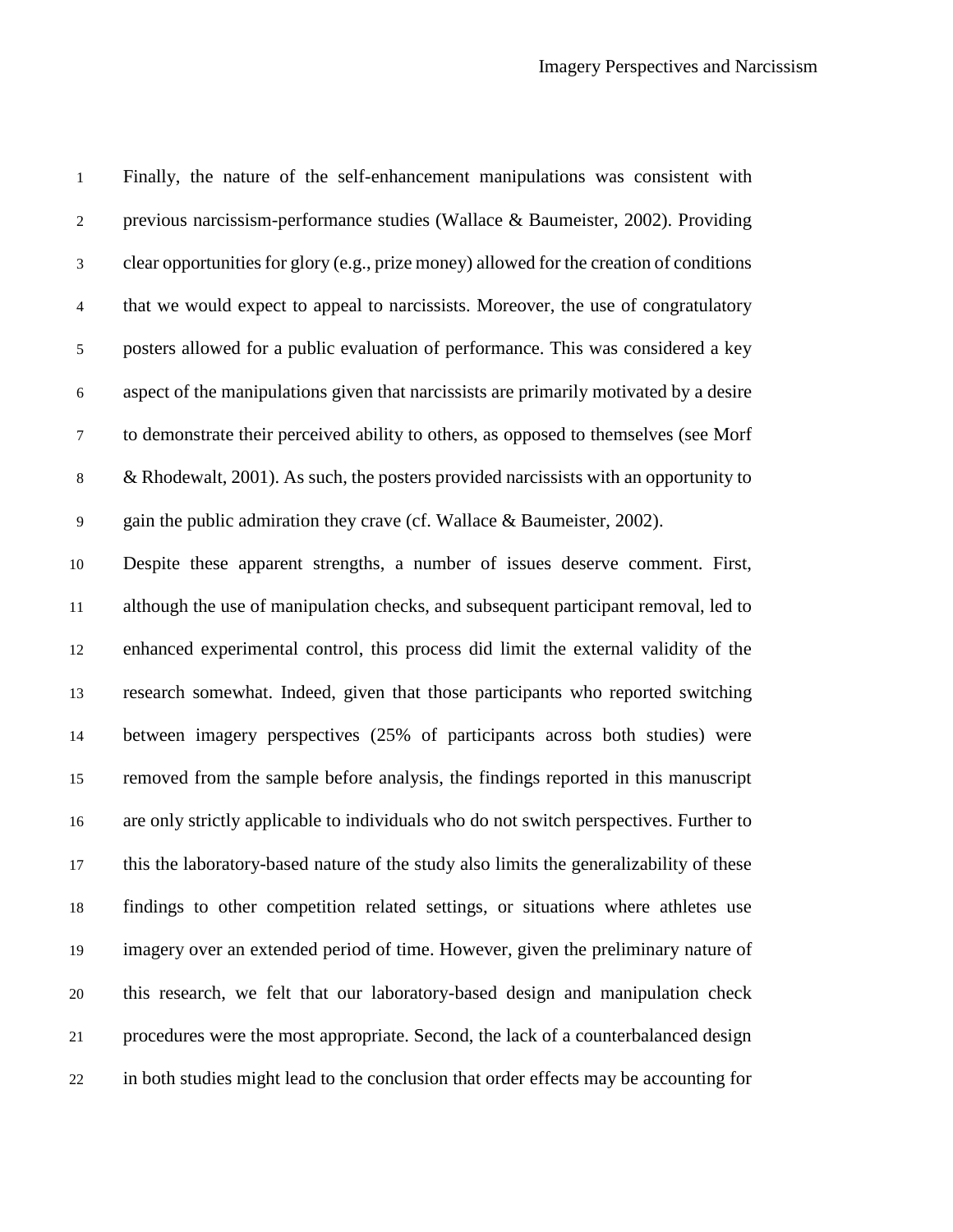Finally, the nature of the self-enhancement manipulations was consistent with previous narcissism-performance studies (Wallace & Baumeister, 2002). Providing clear opportunities for glory (e.g., prize money) allowed for the creation of conditions that we would expect to appeal to narcissists. Moreover, the use of congratulatory posters allowed for a public evaluation of performance. This was considered a key aspect of the manipulations given that narcissists are primarily motivated by a desire to demonstrate their perceived ability to others, as opposed to themselves (see Morf & Rhodewalt, 2001). As such, the posters provided narcissists with an opportunity to gain the public admiration they crave (cf. Wallace & Baumeister, 2002).

Despite these apparent strengths, a number of issues deserve comment. First, although the use of manipulation checks, and subsequent participant removal, led to enhanced experimental control, this process did limit the external validity of the research somewhat. Indeed, given that those participants who reported switching between imagery perspectives (25% of participants across both studies) were removed from the sample before analysis, the findings reported in this manuscript are only strictly applicable to individuals who do not switch perspectives. Further to this the laboratory-based nature of the study also limits the generalizability of these findings to other competition related settings, or situations where athletes use imagery over an extended period of time. However, given the preliminary nature of this research, we felt that our laboratory-based design and manipulation check procedures were the most appropriate. Second, the lack of a counterbalanced design in both studies might lead to the conclusion that order effects may be accounting for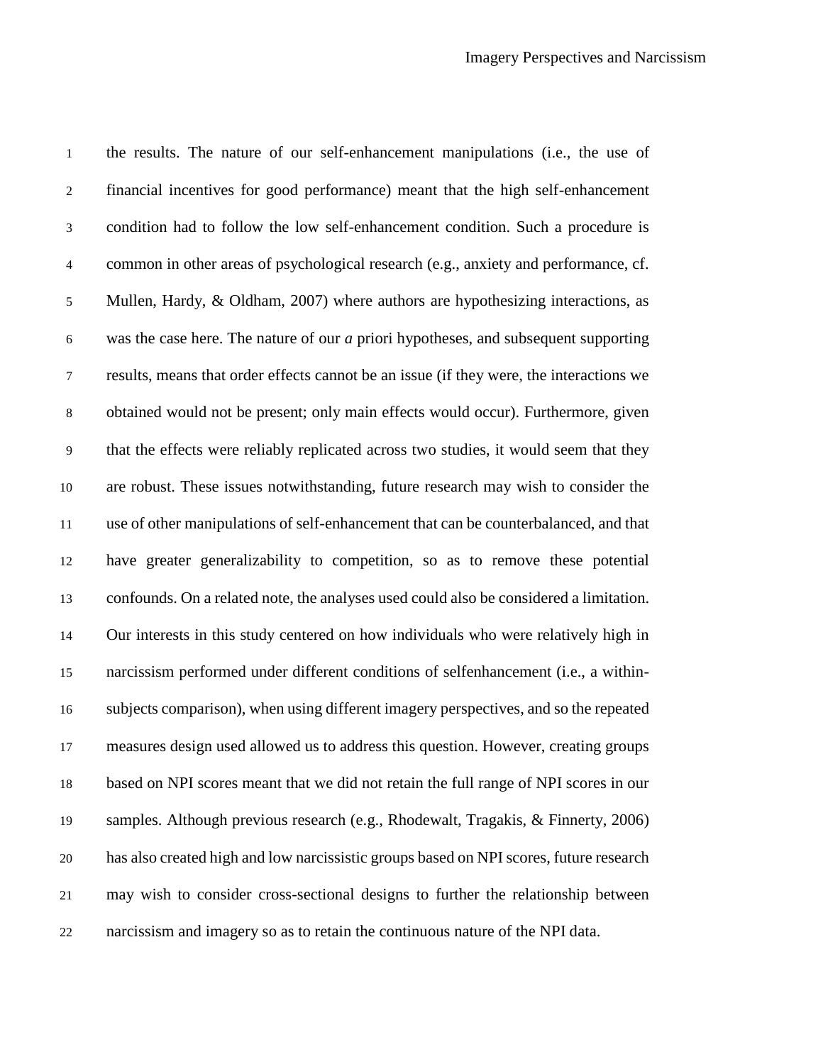the results. The nature of our self-enhancement manipulations (i.e., the use of financial incentives for good performance) meant that the high self-enhancement condition had to follow the low self-enhancement condition. Such a procedure is common in other areas of psychological research (e.g., anxiety and performance, cf. Mullen, Hardy, & Oldham, 2007) where authors are hypothesizing interactions, as was the case here. The nature of our *a* priori hypotheses, and subsequent supporting results, means that order effects cannot be an issue (if they were, the interactions we obtained would not be present; only main effects would occur). Furthermore, given that the effects were reliably replicated across two studies, it would seem that they are robust. These issues notwithstanding, future research may wish to consider the use of other manipulations of self-enhancement that can be counterbalanced, and that have greater generalizability to competition, so as to remove these potential confounds. On a related note, the analyses used could also be considered a limitation. Our interests in this study centered on how individuals who were relatively high in narcissism performed under different conditions of selfenhancement (i.e., a within-subjects comparison), when using different imagery perspectives, and so the repeated measures design used allowed us to address this question. However, creating groups based on NPI scores meant that we did not retain the full range of NPI scores in our samples. Although previous research (e.g., Rhodewalt, Tragakis, & Finnerty, 2006) has also created high and low narcissistic groups based on NPI scores, future research may wish to consider cross-sectional designs to further the relationship between narcissism and imagery so as to retain the continuous nature of the NPI data.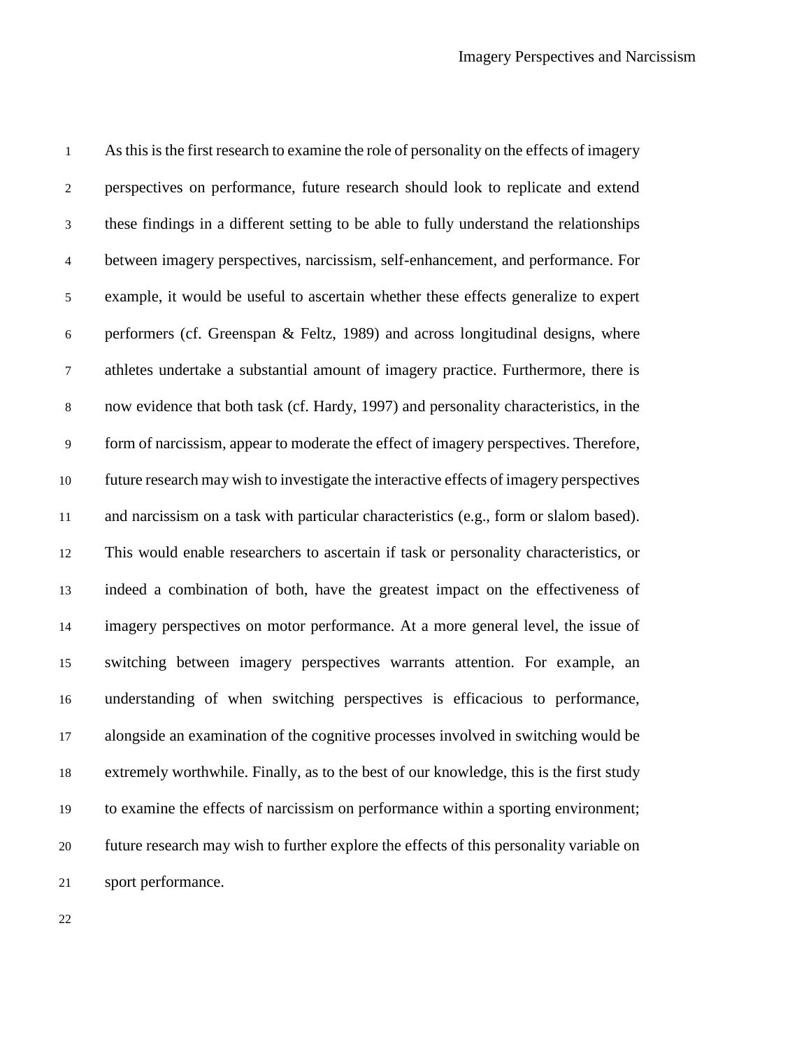As this is the first research to examine the role of personality on the effects of imagery perspectives on performance, future research should look to replicate and extend these findings in a different setting to be able to fully understand the relationships between imagery perspectives, narcissism, self-enhancement, and performance. For example, it would be useful to ascertain whether these effects generalize to expert performers (cf. Greenspan & Feltz, 1989) and across longitudinal designs, where athletes undertake a substantial amount of imagery practice. Furthermore, there is now evidence that both task (cf. Hardy, 1997) and personality characteristics, in the form of narcissism, appear to moderate the effect of imagery perspectives. Therefore, future research may wish to investigate the interactive effects of imagery perspectives and narcissism on a task with particular characteristics (e.g., form or slalom based). This would enable researchers to ascertain if task or personality characteristics, or indeed a combination of both, have the greatest impact on the effectiveness of imagery perspectives on motor performance. At a more general level, the issue of switching between imagery perspectives warrants attention. For example, an understanding of when switching perspectives is efficacious to performance, alongside an examination of the cognitive processes involved in switching would be extremely worthwhile. Finally, as to the best of our knowledge, this is the first study to examine the effects of narcissism on performance within a sporting environment; future research may wish to further explore the effects of this personality variable on sport performance.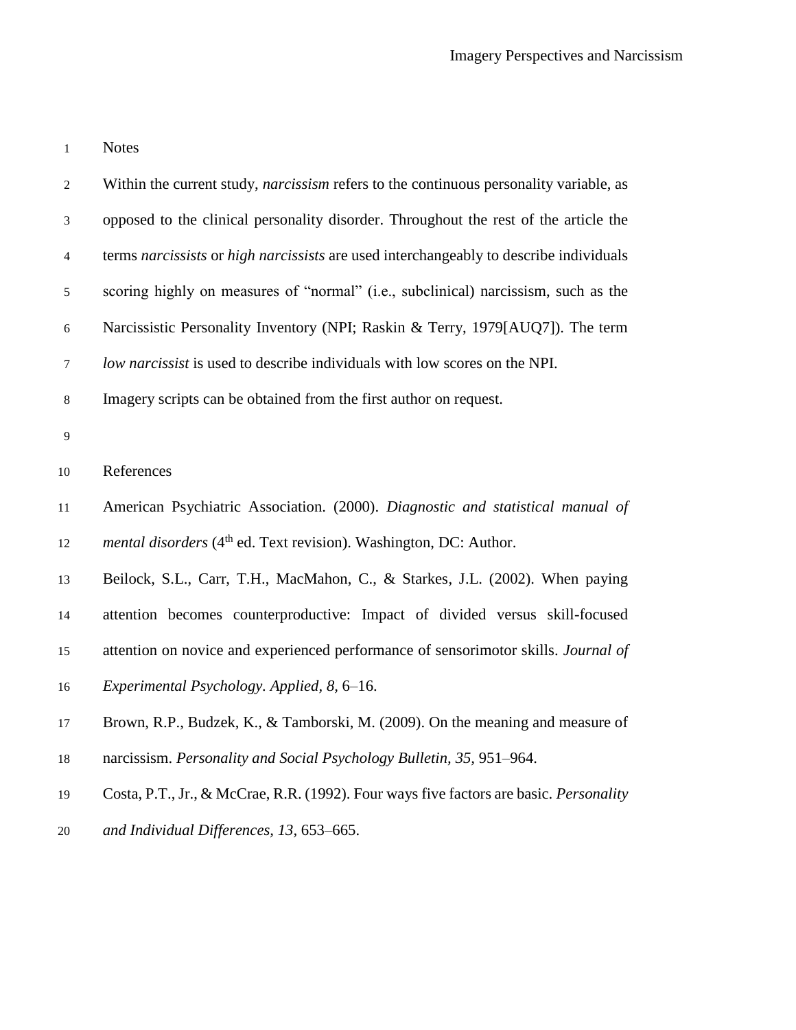## Notes

Within the current study, *narcissism* refers to the continuous personality variable, as opposed to the clinical personality disorder. Throughout the rest of the article the terms *narcissists* or *high narcissists* are used interchangeably to describe individuals scoring highly on measures of "normal" (i.e., subclinical) narcissism, such as the Narcissistic Personality Inventory (NPI; Raskin & Terry, 1979[AUQ7]). The term *low narcissist* is used to describe individuals with low scores on the NPI.

Imagery scripts can be obtained from the first author on request.

## References

American Psychiatric Association. (2000). *Diagnostic and statistical manual of mental disorders* (4th ed. Text revision). Washington, DC: Author.

Beilock, S.L., Carr, T.H., MacMahon, C., & Starkes, J.L. (2002). When paying attention becomes counterproductive: Impact of divided versus skill-focused attention on novice and experienced performance of sensorimotor skills. *Journal of Experimental Psychology. Applied, 8*, 6–16.

Brown, R.P., Budzek, K., & Tamborski, M. (2009). On the meaning and measure of narcissism. *Personality and Social Psychology Bulletin, 35*, 951–964.

Costa, P.T., Jr., & McCrae, R.R. (1992). Four ways five factors are basic. *Personality and Individual Differences, 13*, 653–665.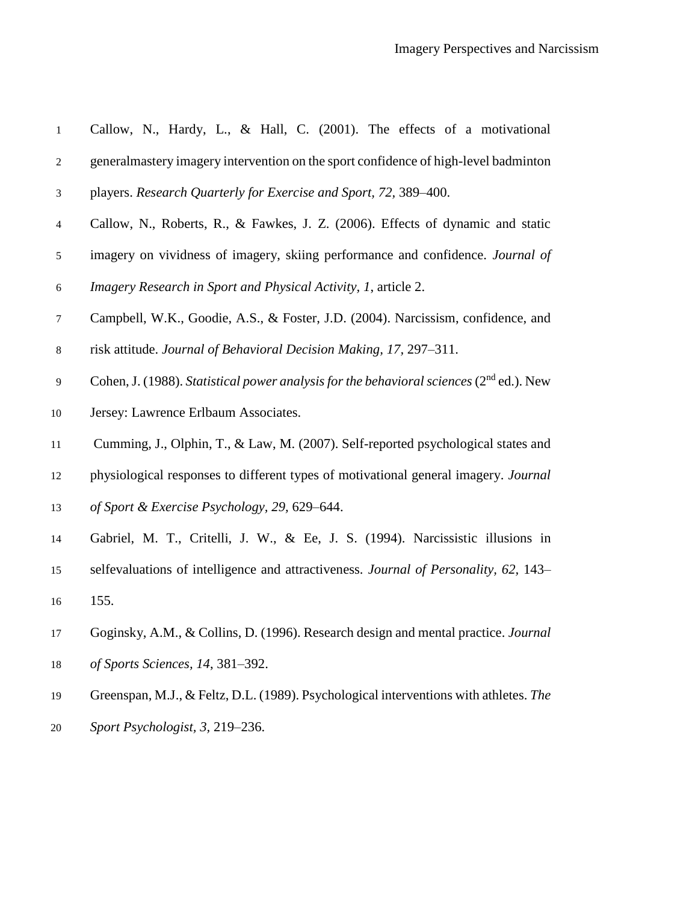Callow, N., Hardy, L., & Hall, C. (2001). The effects of a motivational generalmastery imagery intervention on the sport confidence of high-level badminton players. *Research Quarterly for Exercise and Sport, 72,* 389–400.

Callow, N., Roberts, R., & Fawkes, J. Z. (2006). Effects of dynamic and static imagery on vividness of imagery, skiing performance and confidence. *Journal of Imagery Research in Sport and Physical Activity, 1*, article 2.

Campbell, W.K., Goodie, A.S., & Foster, J.D. (2004). Narcissism, confidence, and risk attitude. *Journal of Behavioral Decision Making, 17,* 297–311.

Cohen, J. (1988). *Statistical power analysis for the behavioral sciences* (2nd ed.). New Jersey: Lawrence Erlbaum Associates.

Cumming, J., Olphin, T., & Law, M. (2007). Self-reported psychological states and physiological responses to different types of motivational general imagery. *Journal of Sport & Exercise Psychology, 29,* 629–644.

Gabriel, M. T., Critelli, J. W., & Ee, J. S. (1994). Narcissistic illusions in selfevaluations of intelligence and attractiveness. *Journal of Personality, 62,* 143–155.

Goginsky, A.M., & Collins, D. (1996). Research design and mental practice. *Journal of Sports Sciences, 14*, 381–392.

Greenspan, M.J., & Feltz, D.L. (1989). Psychological interventions with athletes. *The Sport Psychologist, 3,* 219–236.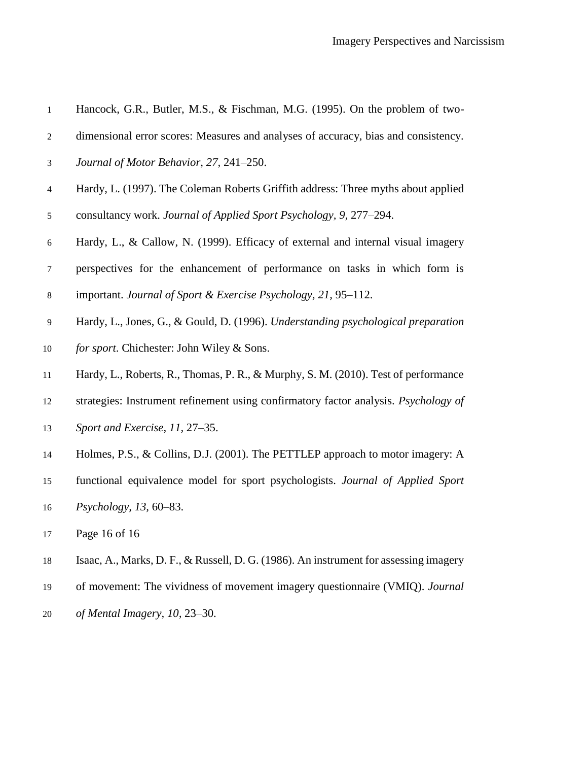Hancock, G.R., Butler, M.S., & Fischman, M.G. (1995). On the problem of two-dimensional error scores: Measures and analyses of accuracy, bias and consistency. *Journal of Motor Behavior, 27,* 241–250.

Hardy, L. (1997). The Coleman Roberts Griffith address: Three myths about applied consultancy work. *Journal of Applied Sport Psychology, 9,* 277–294.

Hardy, L., & Callow, N. (1999). Efficacy of external and internal visual imagery perspectives for the enhancement of performance on tasks in which form is important. *Journal of Sport & Exercise Psychology, 21,* 95–112.

Hardy, L., Jones, G., & Gould, D. (1996). *Understanding psychological preparation for sport*. Chichester: John Wiley & Sons.

Hardy, L., Roberts, R., Thomas, P. R., & Murphy, S. M. (2010). Test of performance strategies: Instrument refinement using confirmatory factor analysis. *Psychology of Sport and Exercise, 11,* 27–35.

Holmes, P.S., & Collins, D.J. (2001). The PETTLEP approach to motor imagery: A functional equivalence model for sport psychologists. *Journal of Applied Sport Psychology, 13,* 60–83.

Isaac, A., Marks, D. F., & Russell, D. G. (1986). An instrument for assessing imagery of movement: The vividness of movement imagery questionnaire (VMIQ). *Journal of Mental Imagery, 10,* 23–30.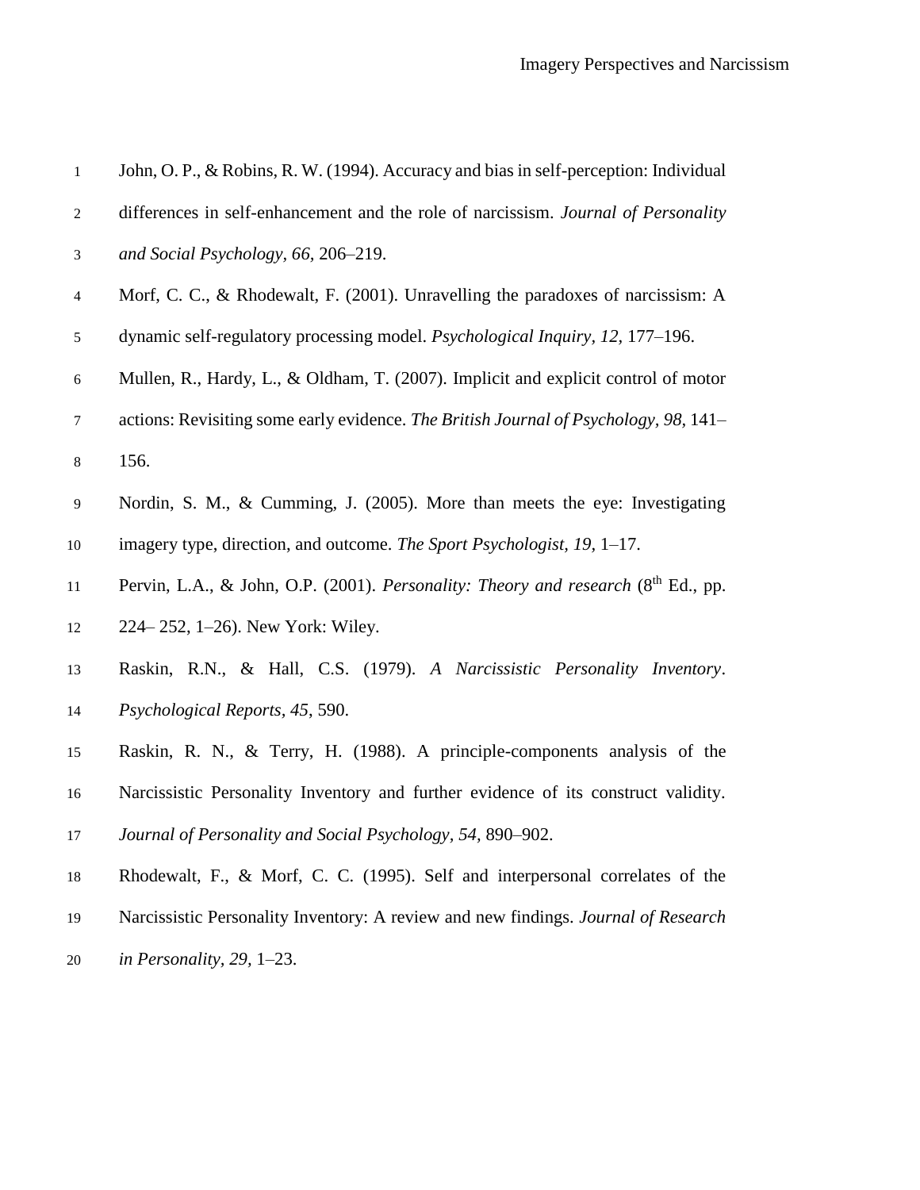John, O. P., & Robins, R. W. (1994). Accuracy and bias in self-perception: Individual differences in self-enhancement and the role of narcissism. *Journal of Personality and Social Psychology, 66*, 206–219.

Morf, C. C., & Rhodewalt, F. (2001). Unravelling the paradoxes of narcissism: A dynamic self-regulatory processing model. *Psychological Inquiry, 12*, 177–196.

Mullen, R., Hardy, L., & Oldham, T. (2007). Implicit and explicit control of motor actions: Revisiting some early evidence. *The British Journal of Psychology, 98*, 141–156.

Nordin, S. M., & Cumming, J. (2005). More than meets the eye: Investigating imagery type, direction, and outcome. *The Sport Psychologist, 19*, 1–17.

Pervin, L.A., & John, O.P. (2001). *Personality: Theory and research* (8th Ed., pp. 224– 252, 1–26). New York: Wiley.

Raskin, R.N., & Hall, C.S. (1979). *A Narcissistic Personality Inventory*. *Psychological Reports, 45*, 590.

Raskin, R. N., & Terry, H. (1988). A principle-components analysis of the Narcissistic Personality Inventory and further evidence of its construct validity. *Journal of Personality and Social Psychology, 54*, 890–902.

Rhodewalt, F., & Morf, C. C. (1995). Self and interpersonal correlates of the Narcissistic Personality Inventory: A review and new findings. *Journal of Research in Personality, 29*, 1–23.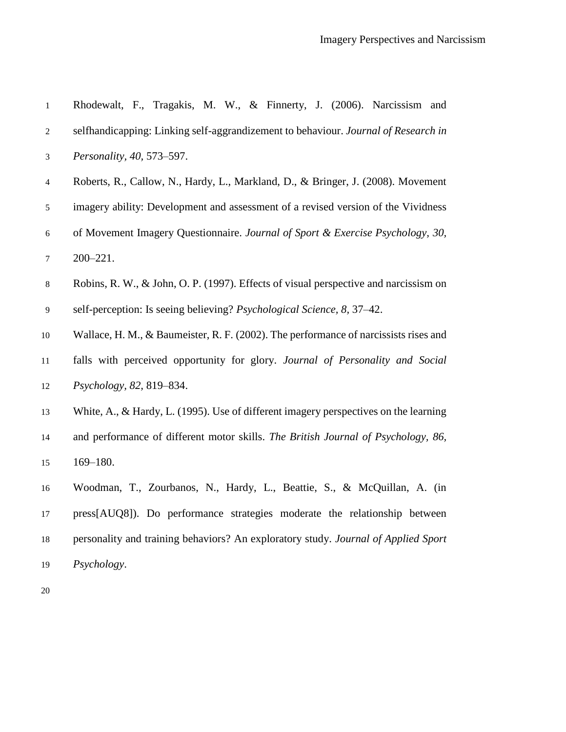Rhodewalt, F., Tragakis, M. W., & Finnerty, J. (2006). Narcissism and selfhandicapping: Linking self-aggrandizement to behaviour. *Journal of Research in Personality, 40,* 573–597.

Roberts, R., Callow, N., Hardy, L., Markland, D., & Bringer, J. (2008). Movement imagery ability: Development and assessment of a revised version of the Vividness of Movement Imagery Questionnaire. *Journal of Sport & Exercise Psychology, 30,* 200–221.

Robins, R. W., & John, O. P. (1997). Effects of visual perspective and narcissism on self-perception: Is seeing believing? *Psychological Science, 8,* 37–42.

Wallace, H. M., & Baumeister, R. F. (2002). The performance of narcissists rises and falls with perceived opportunity for glory. *Journal of Personality and Social Psychology, 82,* 819–834.

White, A., & Hardy, L. (1995). Use of different imagery perspectives on the learning and performance of different motor skills. *The British Journal of Psychology, 86,* 169–180.

Woodman, T., Zourbanos, N., Hardy, L., Beattie, S., & McQuillan, A. (in press[AUQ8]). Do performance strategies moderate the relationship between personality and training behaviors? An exploratory study. *Journal of Applied Sport Psychology*.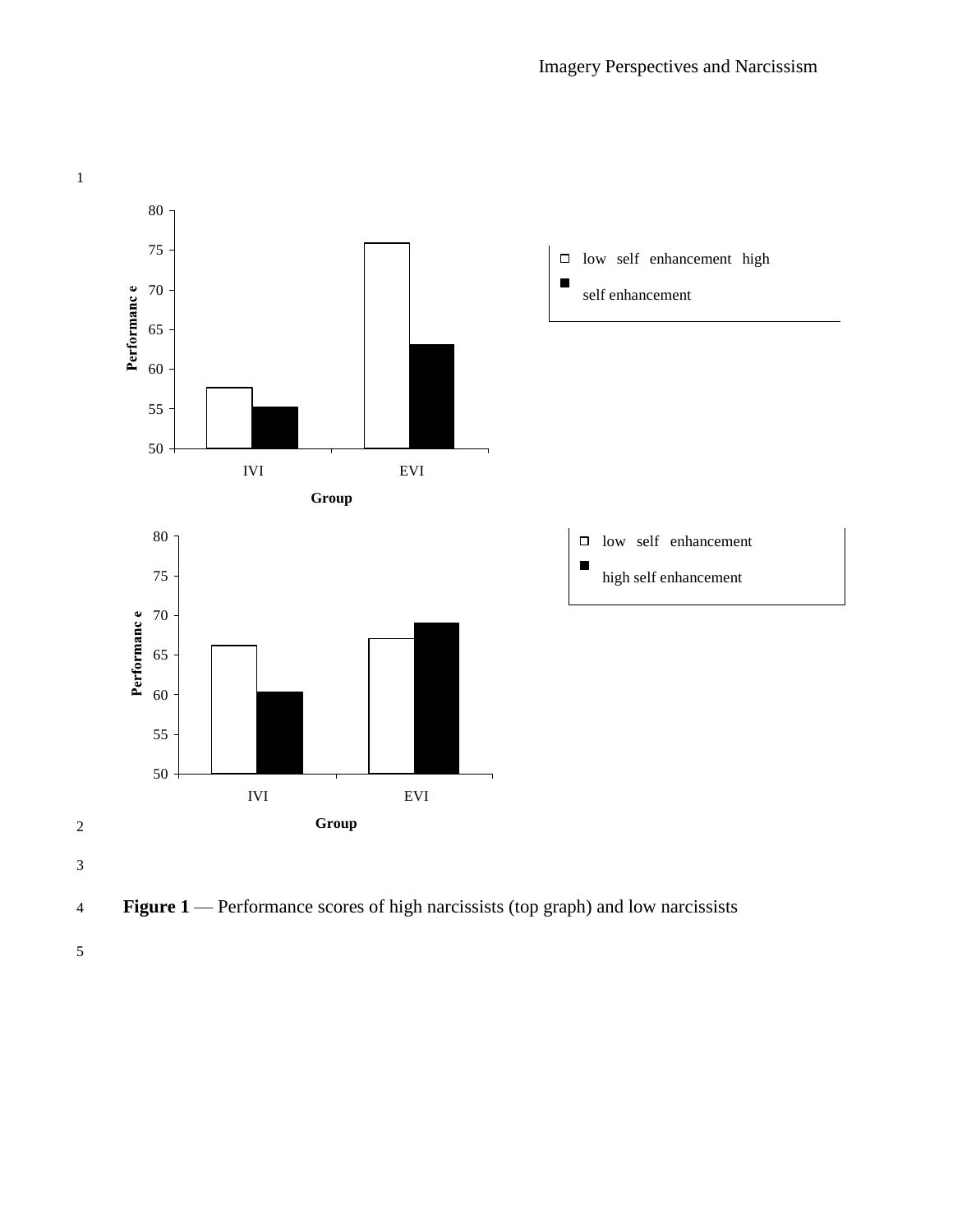**Figure 1** — Performance scores of high narcissists (top graph) and low narcissists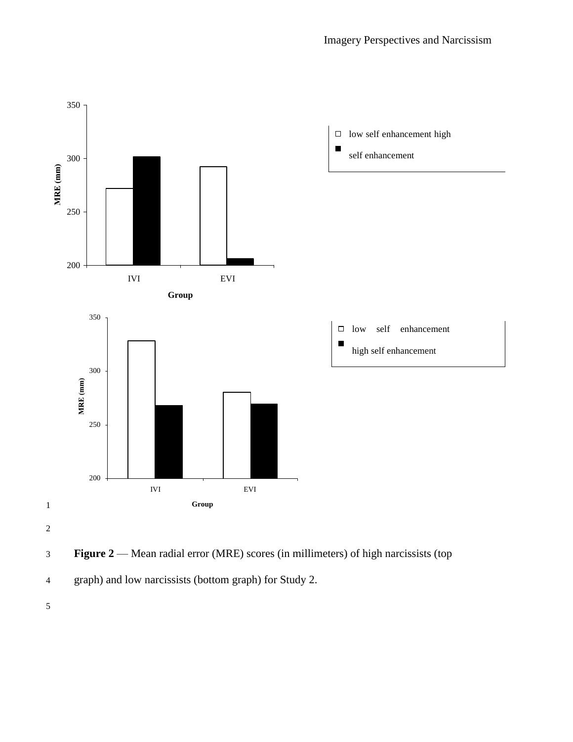350

300

250

200

MRE (mm)

IVI

EVI

Group

low self enhancement high

self enhancement

350

300

250

200

MRE (mm)

IVI

EVI

Group

low self enhancement

high self enhancement

**Figure 2** — Mean radial error (MRE) scores (in millimeters) of high narcissists (top graph) and low narcissists (bottom graph) for Study 2.